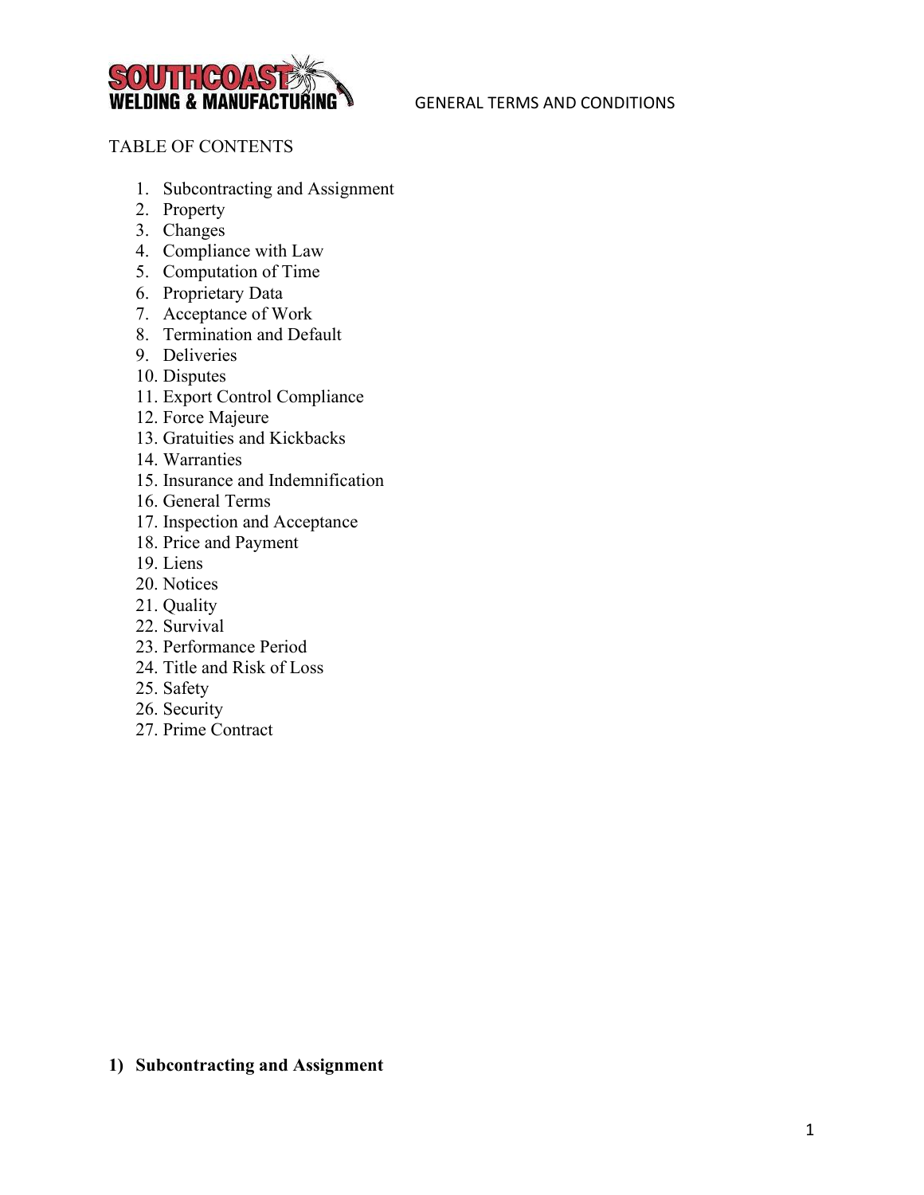# GENERAL TERMS AND CONDITIONS

TABLE OF CONTENTS

1. Subcontracting and Assignment
2. Property
3. Changes
4. Compliance with Law
5. Computation of Time
6. Proprietary Data
7. Acceptance of Work
8. Termination and Default
9. Deliveries
10. Disputes
11. Export Control Compliance
12. Force Majeure
13. Gratuities and Kickbacks
14. Warranties
15. Insurance and Indemnification
16. General Terms
17. Inspection and Acceptance
18. Price and Payment
19. Liens
20. Notices
21. Quality
22. Survival
23. Performance Period
24. Title and Risk of Loss
25. Safety
26. Security
27. Prime Contract

## 1) Subcontracting and Assignment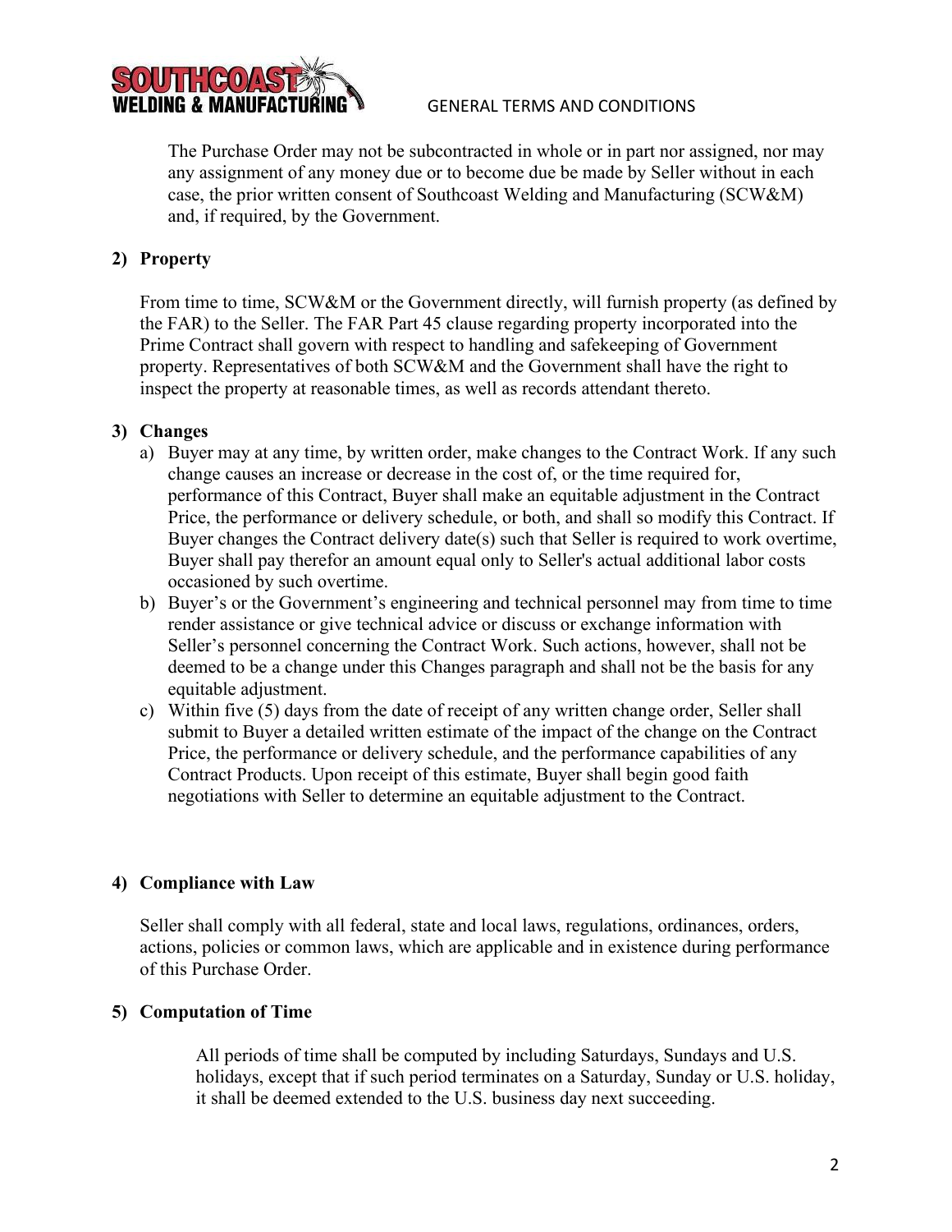The Purchase Order may not be subcontracted in whole or in part nor assigned, nor may any assignment of any money due or to become due be made by Seller without in each case, the prior written consent of Southcoast Welding and Manufacturing (SCW&M) and, if required, by the Government.

## 2) Property

From time to time, SCW&M or the Government directly, will furnish property (as defined by the FAR) to the Seller. The FAR Part 45 clause regarding property incorporated into the Prime Contract shall govern with respect to handling and safekeeping of Government property. Representatives of both SCW&M and the Government shall have the right to inspect the property at reasonable times, as well as records attendant thereto.

## 3) Changes

a) Buyer may at any time, by written order, make changes to the Contract Work. If any such change causes an increase or decrease in the cost of, or the time required for, performance of this Contract, Buyer shall make an equitable adjustment in the Contract Price, the performance or delivery schedule, or both, and shall so modify this Contract. If Buyer changes the Contract delivery date(s) such that Seller is required to work overtime, Buyer shall pay therefor an amount equal only to Seller's actual additional labor costs occasioned by such overtime.

b) Buyer's or the Government's engineering and technical personnel may from time to time render assistance or give technical advice or discuss or exchange information with Seller's personnel concerning the Contract Work. Such actions, however, shall not be deemed to be a change under this Changes paragraph and shall not be the basis for any equitable adjustment.

c) Within five (5) days from the date of receipt of any written change order, Seller shall submit to Buyer a detailed written estimate of the impact of the change on the Contract Price, the performance or delivery schedule, and the performance capabilities of any Contract Products. Upon receipt of this estimate, Buyer shall begin good faith negotiations with Seller to determine an equitable adjustment to the Contract.

## 4) Compliance with Law

Seller shall comply with all federal, state and local laws, regulations, ordinances, orders, actions, policies or common laws, which are applicable and in existence during performance of this Purchase Order.

## 5) Computation of Time

All periods of time shall be computed by including Saturdays, Sundays and U.S. holidays, except that if such period terminates on a Saturday, Sunday or U.S. holiday, it shall be deemed extended to the U.S. business day next succeeding.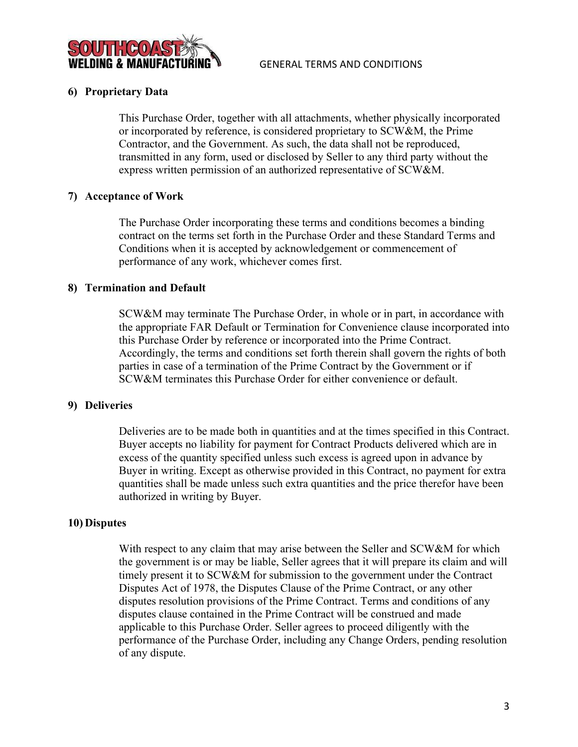### 6) Proprietary Data

This Purchase Order, together with all attachments, whether physically incorporated or incorporated by reference, is considered proprietary to SCW&M, the Prime Contractor, and the Government. As such, the data shall not be reproduced, transmitted in any form, used or disclosed by Seller to any third party without the express written permission of an authorized representative of SCW&M.

### 7) Acceptance of Work

The Purchase Order incorporating these terms and conditions becomes a binding contract on the terms set forth in the Purchase Order and these Standard Terms and Conditions when it is accepted by acknowledgement or commencement of performance of any work, whichever comes first.

### 8) Termination and Default

SCW&M may terminate The Purchase Order, in whole or in part, in accordance with the appropriate FAR Default or Termination for Convenience clause incorporated into this Purchase Order by reference or incorporated into the Prime Contract. Accordingly, the terms and conditions set forth therein shall govern the rights of both parties in case of a termination of the Prime Contract by the Government or if SCW&M terminates this Purchase Order for either convenience or default.

### 9) Deliveries

Deliveries are to be made both in quantities and at the times specified in this Contract. Buyer accepts no liability for payment for Contract Products delivered which are in excess of the quantity specified unless such excess is agreed upon in advance by Buyer in writing. Except as otherwise provided in this Contract, no payment for extra quantities shall be made unless such extra quantities and the price therefor have been authorized in writing by Buyer.

### 10) Disputes

With respect to any claim that may arise between the Seller and SCW&M for which the government is or may be liable, Seller agrees that it will prepare its claim and will timely present it to SCW&M for submission to the government under the Contract Disputes Act of 1978, the Disputes Clause of the Prime Contract, or any other disputes resolution provisions of the Prime Contract. Terms and conditions of any disputes clause contained in the Prime Contract will be construed and made applicable to this Purchase Order. Seller agrees to proceed diligently with the performance of the Purchase Order, including any Change Orders, pending resolution of any dispute.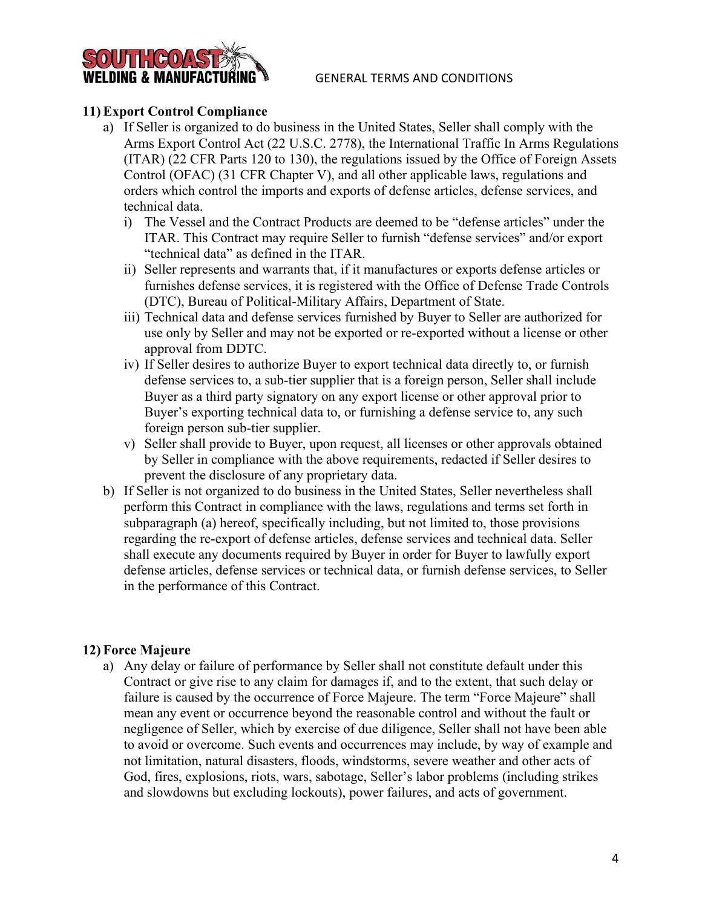## 11) Export Control Compliance

a) If Seller is organized to do business in the United States, Seller shall comply with the Arms Export Control Act (22 U.S.C. 2778), the International Traffic In Arms Regulations (ITAR) (22 CFR Parts 120 to 130), the regulations issued by the Office of Foreign Assets Control (OFAC) (31 CFR Chapter V), and all other applicable laws, regulations and orders which control the imports and exports of defense articles, defense services, and technical data.

   i) The Vessel and the Contract Products are deemed to be "defense articles" under the ITAR. This Contract may require Seller to furnish "defense services" and/or export "technical data" as defined in the ITAR.

   ii) Seller represents and warrants that, if it manufactures or exports defense articles or furnishes defense services, it is registered with the Office of Defense Trade Controls (DTC), Bureau of Political-Military Affairs, Department of State.

   iii) Technical data and defense services furnished by Buyer to Seller are authorized for use only by Seller and may not be exported or re-exported without a license or other approval from DDTC.

   iv) If Seller desires to authorize Buyer to export technical data directly to, or furnish defense services to, a sub-tier supplier that is a foreign person, Seller shall include Buyer as a third party signatory on any export license or other approval prior to Buyer's exporting technical data to, or furnishing a defense service to, any such foreign person sub-tier supplier.

   v) Seller shall provide to Buyer, upon request, all licenses or other approvals obtained by Seller in compliance with the above requirements, redacted if Seller desires to prevent the disclosure of any proprietary data.

b) If Seller is not organized to do business in the United States, Seller nevertheless shall perform this Contract in compliance with the laws, regulations and terms set forth in subparagraph (a) hereof, specifically including, but not limited to, those provisions regarding the re-export of defense articles, defense services and technical data. Seller shall execute any documents required by Buyer in order for Buyer to lawfully export defense articles, defense services or technical data, or furnish defense services, to Seller in the performance of this Contract.

## 12) Force Majeure

a) Any delay or failure of performance by Seller shall not constitute default under this Contract or give rise to any claim for damages if, and to the extent, that such delay or failure is caused by the occurrence of Force Majeure. The term "Force Majeure" shall mean any event or occurrence beyond the reasonable control and without the fault or negligence of Seller, which by exercise of due diligence, Seller shall not have been able to avoid or overcome. Such events and occurrences may include, by way of example and not limitation, natural disasters, floods, windstorms, severe weather and other acts of God, fires, explosions, riots, wars, sabotage, Seller's labor problems (including strikes and slowdowns but excluding lockouts), power failures, and acts of government.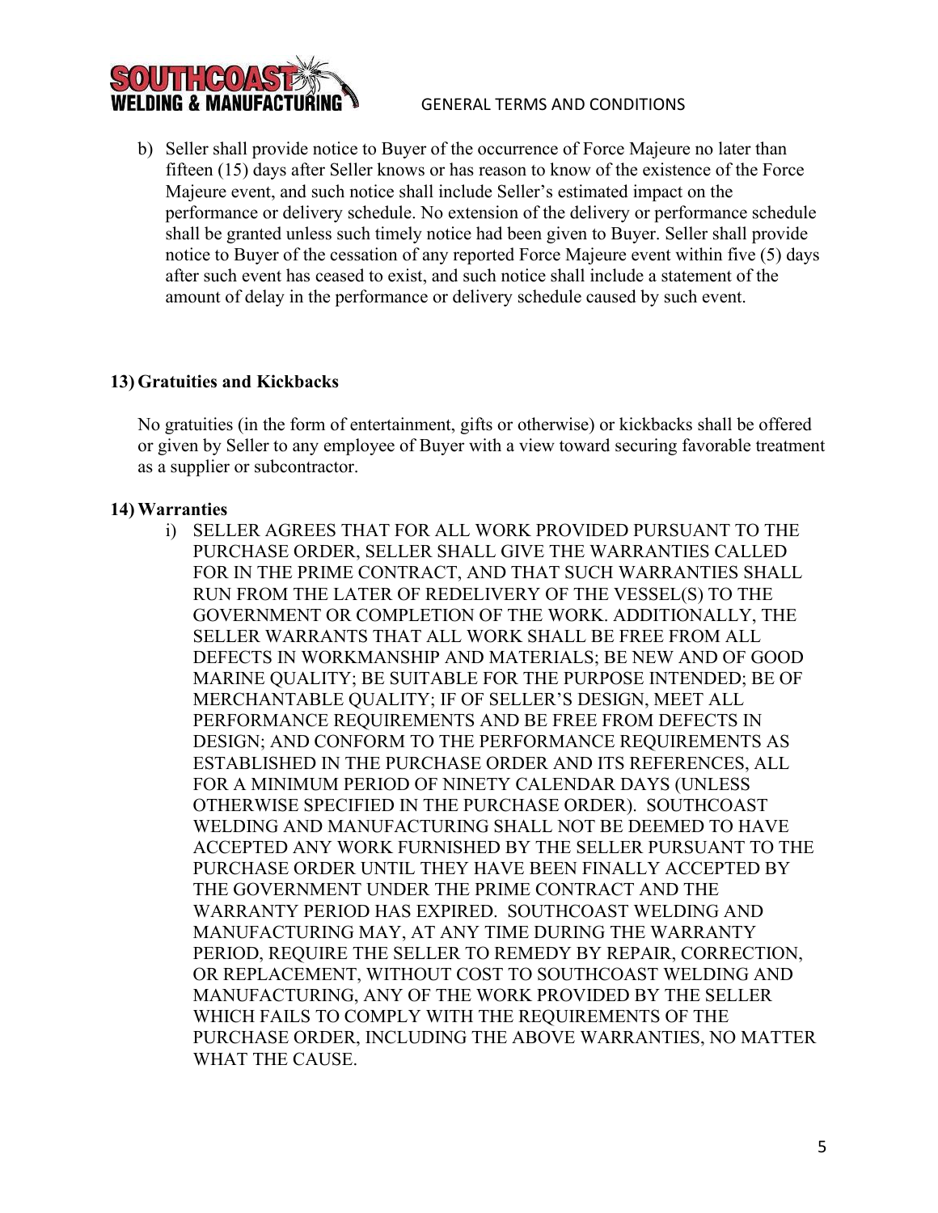b) Seller shall provide notice to Buyer of the occurrence of Force Majeure no later than fifteen (15) days after Seller knows or has reason to know of the existence of the Force Majeure event, and such notice shall include Seller's estimated impact on the performance or delivery schedule. No extension of the delivery or performance schedule shall be granted unless such timely notice had been given to Buyer. Seller shall provide notice to Buyer of the cessation of any reported Force Majeure event within five (5) days after such event has ceased to exist, and such notice shall include a statement of the amount of delay in the performance or delivery schedule caused by such event.

## 13) Gratuities and Kickbacks

No gratuities (in the form of entertainment, gifts or otherwise) or kickbacks shall be offered or given by Seller to any employee of Buyer with a view toward securing favorable treatment as a supplier or subcontractor.

## 14) Warranties

i) SELLER AGREES THAT FOR ALL WORK PROVIDED PURSUANT TO THE PURCHASE ORDER, SELLER SHALL GIVE THE WARRANTIES CALLED FOR IN THE PRIME CONTRACT, AND THAT SUCH WARRANTIES SHALL RUN FROM THE LATER OF REDELIVERY OF THE VESSEL(S) TO THE GOVERNMENT OR COMPLETION OF THE WORK. ADDITIONALLY, THE SELLER WARRANTS THAT ALL WORK SHALL BE FREE FROM ALL DEFECTS IN WORKMANSHIP AND MATERIALS; BE NEW AND OF GOOD MARINE QUALITY; BE SUITABLE FOR THE PURPOSE INTENDED; BE OF MERCHANTABLE QUALITY; IF OF SELLER'S DESIGN, MEET ALL PERFORMANCE REQUIREMENTS AND BE FREE FROM DEFECTS IN DESIGN; AND CONFORM TO THE PERFORMANCE REQUIREMENTS AS ESTABLISHED IN THE PURCHASE ORDER AND ITS REFERENCES, ALL FOR A MINIMUM PERIOD OF NINETY CALENDAR DAYS (UNLESS OTHERWISE SPECIFIED IN THE PURCHASE ORDER). SOUTHCOAST WELDING AND MANUFACTURING SHALL NOT BE DEEMED TO HAVE ACCEPTED ANY WORK FURNISHED BY THE SELLER PURSUANT TO THE PURCHASE ORDER UNTIL THEY HAVE BEEN FINALLY ACCEPTED BY THE GOVERNMENT UNDER THE PRIME CONTRACT AND THE WARRANTY PERIOD HAS EXPIRED. SOUTHCOAST WELDING AND MANUFACTURING MAY, AT ANY TIME DURING THE WARRANTY PERIOD, REQUIRE THE SELLER TO REMEDY BY REPAIR, CORRECTION, OR REPLACEMENT, WITHOUT COST TO SOUTHCOAST WELDING AND MANUFACTURING, ANY OF THE WORK PROVIDED BY THE SELLER WHICH FAILS TO COMPLY WITH THE REQUIREMENTS OF THE PURCHASE ORDER, INCLUDING THE ABOVE WARRANTIES, NO MATTER WHAT THE CAUSE.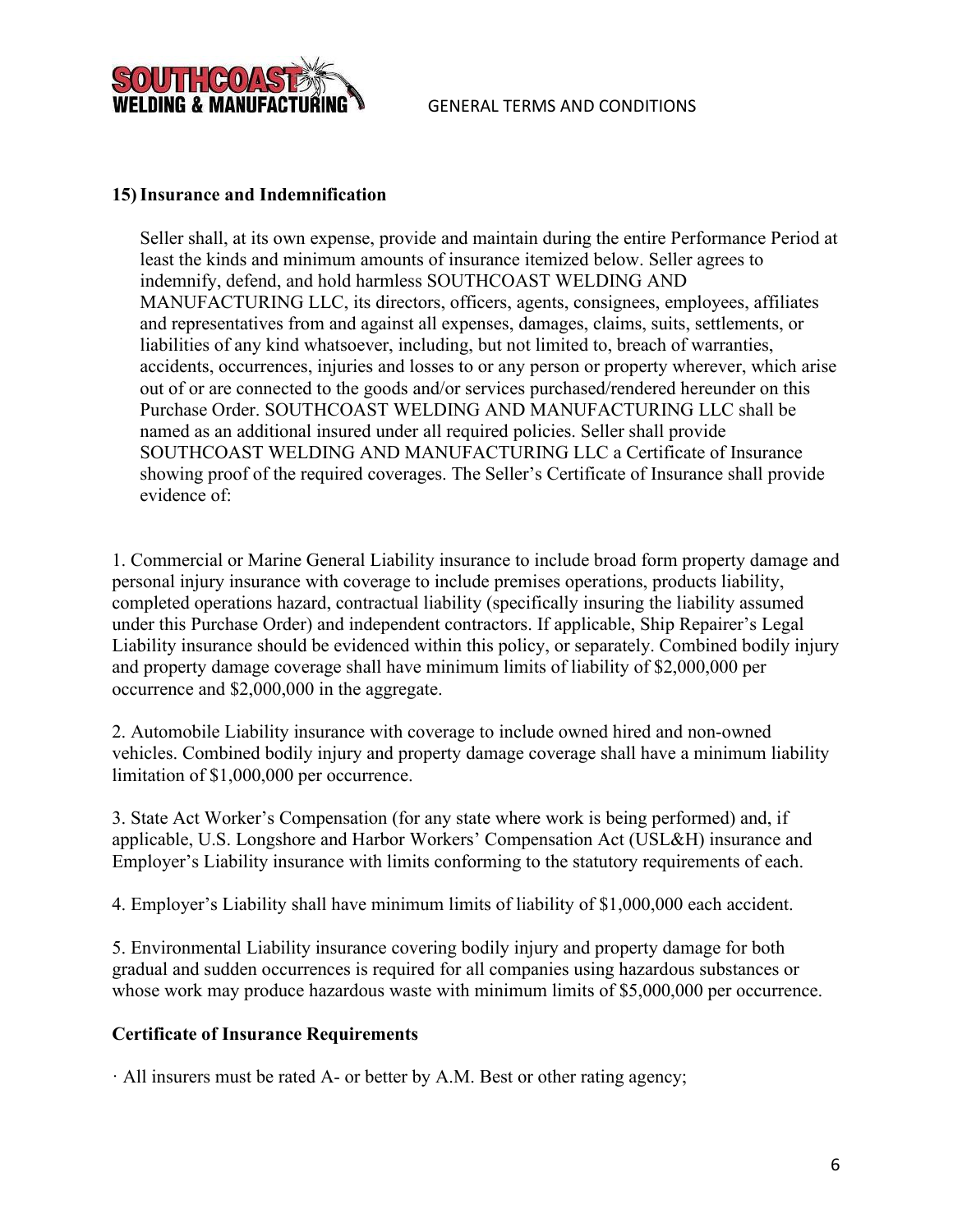## 15) Insurance and Indemnification

Seller shall, at its own expense, provide and maintain during the entire Performance Period at least the kinds and minimum amounts of insurance itemized below. Seller agrees to indemnify, defend, and hold harmless SOUTHCOAST WELDING AND MANUFACTURING LLC, its directors, officers, agents, consignees, employees, affiliates and representatives from and against all expenses, damages, claims, suits, settlements, or liabilities of any kind whatsoever, including, but not limited to, breach of warranties, accidents, occurrences, injuries and losses to or any person or property wherever, which arise out of or are connected to the goods and/or services purchased/rendered hereunder on this Purchase Order. SOUTHCOAST WELDING AND MANUFACTURING LLC shall be named as an additional insured under all required policies. Seller shall provide SOUTHCOAST WELDING AND MANUFACTURING LLC a Certificate of Insurance showing proof of the required coverages. The Seller's Certificate of Insurance shall provide evidence of:

1. Commercial or Marine General Liability insurance to include broad form property damage and personal injury insurance with coverage to include premises operations, products liability, completed operations hazard, contractual liability (specifically insuring the liability assumed under this Purchase Order) and independent contractors. If applicable, Ship Repairer's Legal Liability insurance should be evidenced within this policy, or separately. Combined bodily injury and property damage coverage shall have minimum limits of liability of $2,000,000 per occurrence and $2,000,000 in the aggregate.

2. Automobile Liability insurance with coverage to include owned hired and non-owned vehicles. Combined bodily injury and property damage coverage shall have a minimum liability limitation of $1,000,000 per occurrence.

3. State Act Worker's Compensation (for any state where work is being performed) and, if applicable, U.S. Longshore and Harbor Workers' Compensation Act (USL&H) insurance and Employer's Liability insurance with limits conforming to the statutory requirements of each.

4. Employer's Liability shall have minimum limits of liability of $1,000,000 each accident.

5. Environmental Liability insurance covering bodily injury and property damage for both gradual and sudden occurrences is required for all companies using hazardous substances or whose work may produce hazardous waste with minimum limits of $5,000,000 per occurrence.

**Certificate of Insurance Requirements**

· All insurers must be rated A- or better by A.M. Best or other rating agency;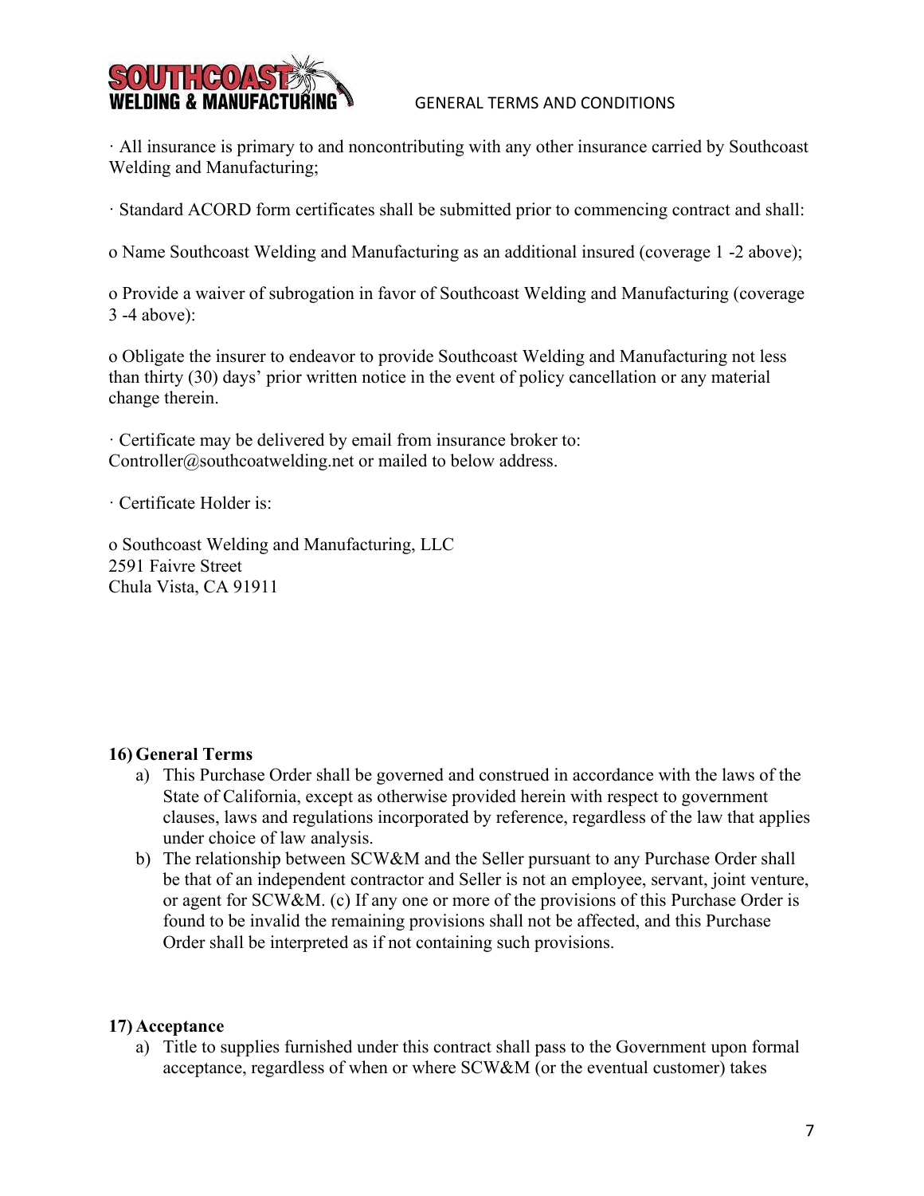· All insurance is primary to and noncontributing with any other insurance carried by Southcoast Welding and Manufacturing;

· Standard ACORD form certificates shall be submitted prior to commencing contract and shall:

o Name Southcoast Welding and Manufacturing as an additional insured (coverage 1 -2 above);

o Provide a waiver of subrogation in favor of Southcoast Welding and Manufacturing (coverage 3 -4 above):

o Obligate the insurer to endeavor to provide Southcoast Welding and Manufacturing not less than thirty (30) days' prior written notice in the event of policy cancellation or any material change therein.

· Certificate may be delivered by email from insurance broker to: Controller@southcoatwelding.net or mailed to below address.

· Certificate Holder is:

o Southcoast Welding and Manufacturing, LLC
2591 Faivre Street
Chula Vista, CA 91911

**16) General Terms**

a) This Purchase Order shall be governed and construed in accordance with the laws of the State of California, except as otherwise provided herein with respect to government clauses, laws and regulations incorporated by reference, regardless of the law that applies under choice of law analysis.
b) The relationship between SCW&M and the Seller pursuant to any Purchase Order shall be that of an independent contractor and Seller is not an employee, servant, joint venture, or agent for SCW&M. (c) If any one or more of the provisions of this Purchase Order is found to be invalid the remaining provisions shall not be affected, and this Purchase Order shall be interpreted as if not containing such provisions.

**17) Acceptance**

a) Title to supplies furnished under this contract shall pass to the Government upon formal acceptance, regardless of when or where SCW&M (or the eventual customer) takes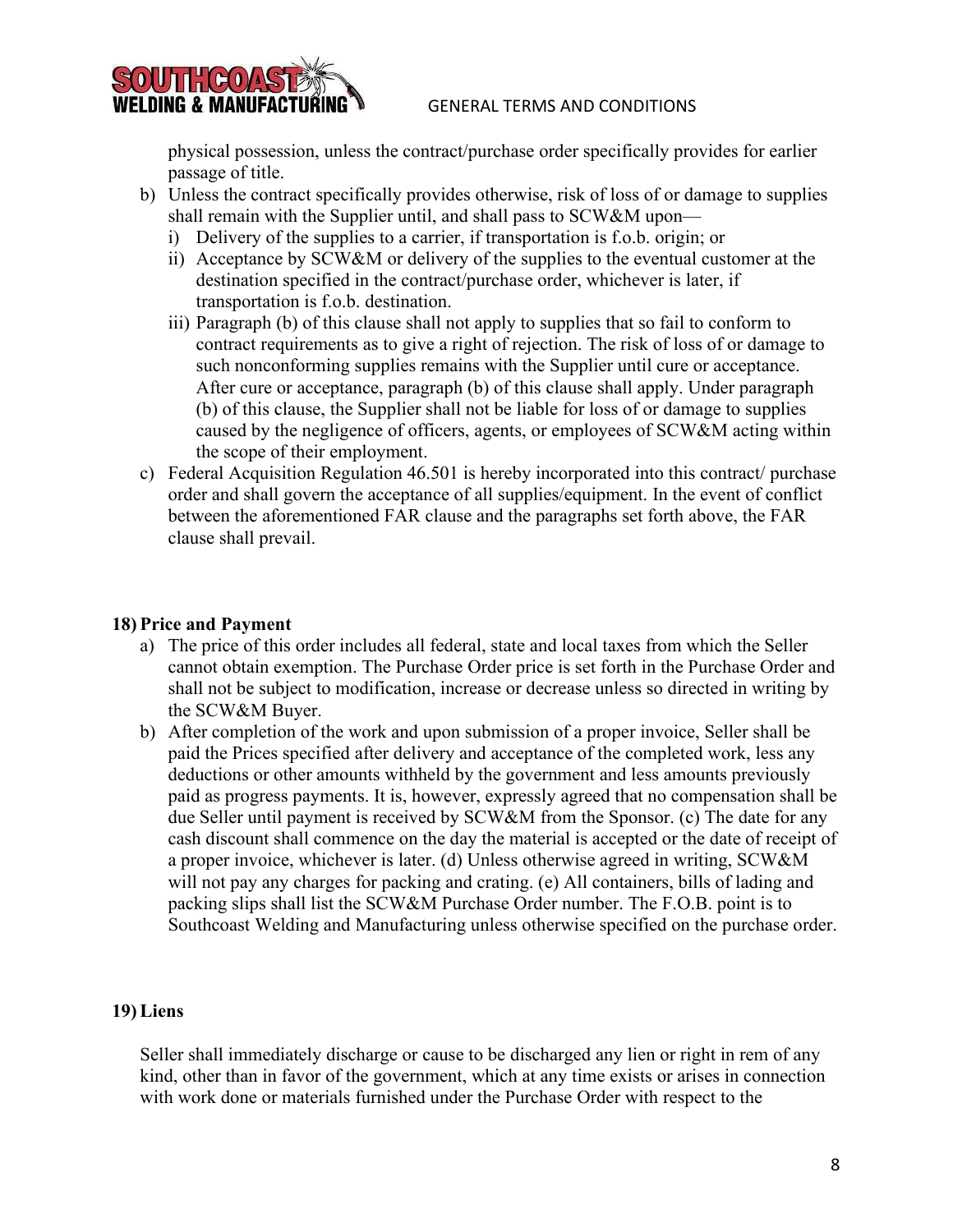physical possession, unless the contract/purchase order specifically provides for earlier passage of title.

b) Unless the contract specifically provides otherwise, risk of loss of or damage to supplies shall remain with the Supplier until, and shall pass to SCW&M upon—
   i) Delivery of the supplies to a carrier, if transportation is f.o.b. origin; or
   ii) Acceptance by SCW&M or delivery of the supplies to the eventual customer at the destination specified in the contract/purchase order, whichever is later, if transportation is f.o.b. destination.
   iii) Paragraph (b) of this clause shall not apply to supplies that so fail to conform to contract requirements as to give a right of rejection. The risk of loss of or damage to such nonconforming supplies remains with the Supplier until cure or acceptance. After cure or acceptance, paragraph (b) of this clause shall apply. Under paragraph (b) of this clause, the Supplier shall not be liable for loss of or damage to supplies caused by the negligence of officers, agents, or employees of SCW&M acting within the scope of their employment.

c) Federal Acquisition Regulation 46.501 is hereby incorporated into this contract/ purchase order and shall govern the acceptance of all supplies/equipment. In the event of conflict between the aforementioned FAR clause and the paragraphs set forth above, the FAR clause shall prevail.

## 18) Price and Payment

a) The price of this order includes all federal, state and local taxes from which the Seller cannot obtain exemption. The Purchase Order price is set forth in the Purchase Order and shall not be subject to modification, increase or decrease unless so directed in writing by the SCW&M Buyer.

b) After completion of the work and upon submission of a proper invoice, Seller shall be paid the Prices specified after delivery and acceptance of the completed work, less any deductions or other amounts withheld by the government and less amounts previously paid as progress payments. It is, however, expressly agreed that no compensation shall be due Seller until payment is received by SCW&M from the Sponsor. (c) The date for any cash discount shall commence on the day the material is accepted or the date of receipt of a proper invoice, whichever is later. (d) Unless otherwise agreed in writing, SCW&M will not pay any charges for packing and crating. (e) All containers, bills of lading and packing slips shall list the SCW&M Purchase Order number. The F.O.B. point is to Southcoast Welding and Manufacturing unless otherwise specified on the purchase order.

## 19) Liens

Seller shall immediately discharge or cause to be discharged any lien or right in rem of any kind, other than in favor of the government, which at any time exists or arises in connection with work done or materials furnished under the Purchase Order with respect to the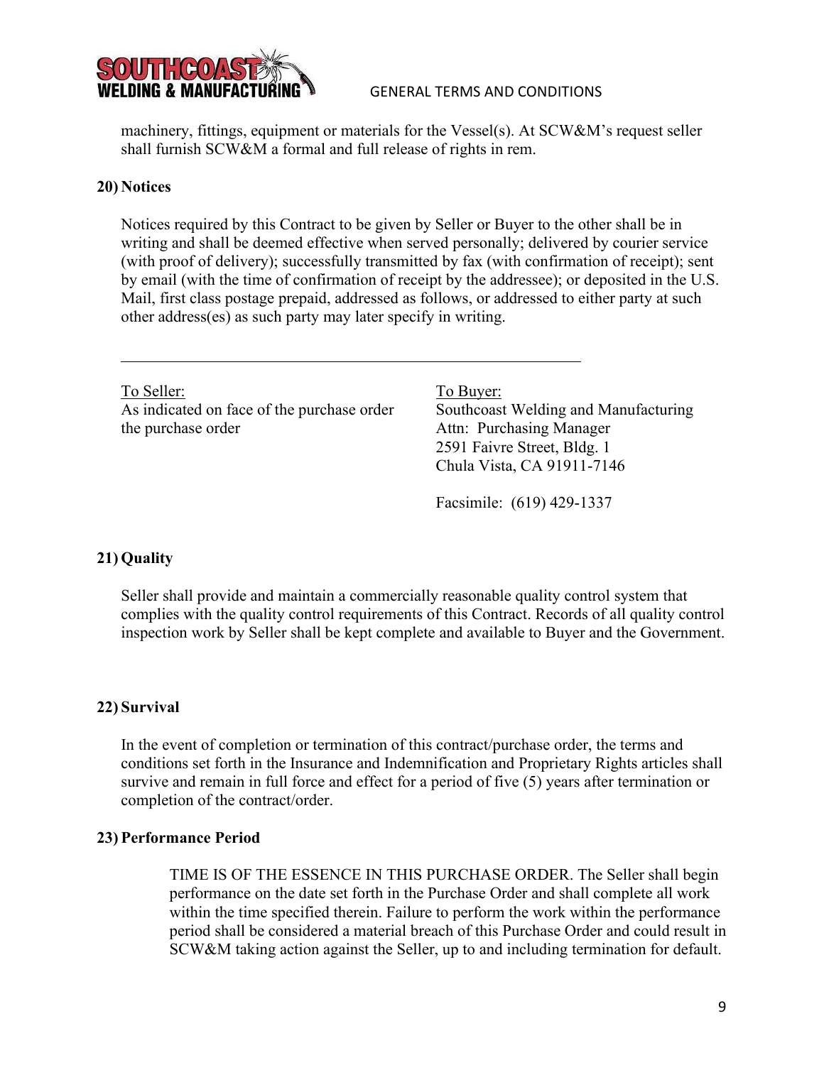machinery, fittings, equipment or materials for the Vessel(s). At SCW&M's request seller shall furnish SCW&M a formal and full release of rights in rem.

## 20) Notices

Notices required by this Contract to be given by Seller or Buyer to the other shall be in writing and shall be deemed effective when served personally; delivered by courier service (with proof of delivery); successfully transmitted by fax (with confirmation of receipt); sent by email (with the time of confirmation of receipt by the addressee); or deposited in the U.S. Mail, first class postage prepaid, addressed as follows, or addressed to either party at such other address(es) as such party may later specify in writing.

---

To Seller:
As indicated on face of the purchase order the purchase order

To Buyer:
Southcoast Welding and Manufacturing
Attn: Purchasing Manager
2591 Faivre Street, Bldg. 1
Chula Vista, CA 91911-7146

Facsimile: (619) 429-1337

## 21) Quality

Seller shall provide and maintain a commercially reasonable quality control system that complies with the quality control requirements of this Contract. Records of all quality control inspection work by Seller shall be kept complete and available to Buyer and the Government.

## 22) Survival

In the event of completion or termination of this contract/purchase order, the terms and conditions set forth in the Insurance and Indemnification and Proprietary Rights articles shall survive and remain in full force and effect for a period of five (5) years after termination or completion of the contract/order.

## 23) Performance Period

TIME IS OF THE ESSENCE IN THIS PURCHASE ORDER. The Seller shall begin performance on the date set forth in the Purchase Order and shall complete all work within the time specified therein. Failure to perform the work within the performance period shall be considered a material breach of this Purchase Order and could result in SCW&M taking action against the Seller, up to and including termination for default.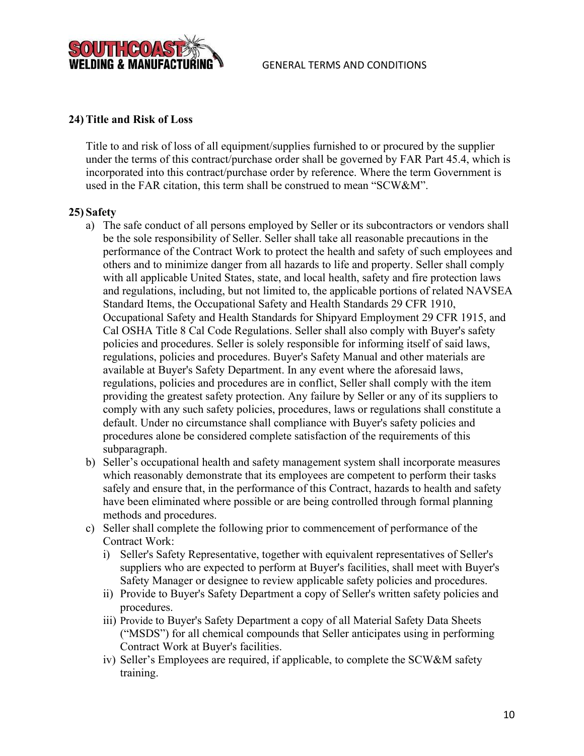## 24) Title and Risk of Loss

Title to and risk of loss of all equipment/supplies furnished to or procured by the supplier under the terms of this contract/purchase order shall be governed by FAR Part 45.4, which is incorporated into this contract/purchase order by reference. Where the term Government is used in the FAR citation, this term shall be construed to mean "SCW&M".

## 25) Safety

a) The safe conduct of all persons employed by Seller or its subcontractors or vendors shall be the sole responsibility of Seller. Seller shall take all reasonable precautions in the performance of the Contract Work to protect the health and safety of such employees and others and to minimize danger from all hazards to life and property. Seller shall comply with all applicable United States, state, and local health, safety and fire protection laws and regulations, including, but not limited to, the applicable portions of related NAVSEA Standard Items, the Occupational Safety and Health Standards 29 CFR 1910, Occupational Safety and Health Standards for Shipyard Employment 29 CFR 1915, and Cal OSHA Title 8 Cal Code Regulations. Seller shall also comply with Buyer's safety policies and procedures. Seller is solely responsible for informing itself of said laws, regulations, policies and procedures. Buyer's Safety Manual and other materials are available at Buyer's Safety Department. In any event where the aforesaid laws, regulations, policies and procedures are in conflict, Seller shall comply with the item providing the greatest safety protection. Any failure by Seller or any of its suppliers to comply with any such safety policies, procedures, laws or regulations shall constitute a default. Under no circumstance shall compliance with Buyer's safety policies and procedures alone be considered complete satisfaction of the requirements of this subparagraph.

b) Seller's occupational health and safety management system shall incorporate measures which reasonably demonstrate that its employees are competent to perform their tasks safely and ensure that, in the performance of this Contract, hazards to health and safety have been eliminated where possible or are being controlled through formal planning methods and procedures.

c) Seller shall complete the following prior to commencement of performance of the Contract Work:
   i) Seller's Safety Representative, together with equivalent representatives of Seller's suppliers who are expected to perform at Buyer's facilities, shall meet with Buyer's Safety Manager or designee to review applicable safety policies and procedures.
   ii) Provide to Buyer's Safety Department a copy of Seller's written safety policies and procedures.
   iii) Provide to Buyer's Safety Department a copy of all Material Safety Data Sheets ("MSDS") for all chemical compounds that Seller anticipates using in performing Contract Work at Buyer's facilities.
   iv) Seller's Employees are required, if applicable, to complete the SCW&M safety training.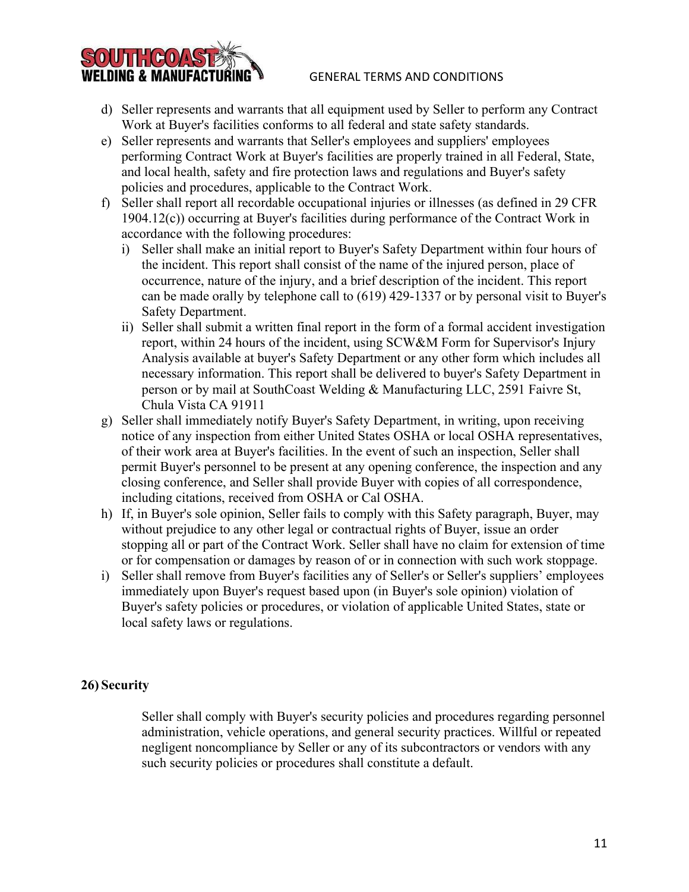d) Seller represents and warrants that all equipment used by Seller to perform any Contract Work at Buyer's facilities conforms to all federal and state safety standards.
e) Seller represents and warrants that Seller's employees and suppliers' employees performing Contract Work at Buyer's facilities are properly trained in all Federal, State, and local health, safety and fire protection laws and regulations and Buyer's safety policies and procedures, applicable to the Contract Work.
f) Seller shall report all recordable occupational injuries or illnesses (as defined in 29 CFR 1904.12(c)) occurring at Buyer's facilities during performance of the Contract Work in accordance with the following procedures:
   i) Seller shall make an initial report to Buyer's Safety Department within four hours of the incident. This report shall consist of the name of the injured person, place of occurrence, nature of the injury, and a brief description of the incident. This report can be made orally by telephone call to (619) 429-1337 or by personal visit to Buyer's Safety Department.
   ii) Seller shall submit a written final report in the form of a formal accident investigation report, within 24 hours of the incident, using SCW&M Form for Supervisor's Injury Analysis available at buyer's Safety Department or any other form which includes all necessary information. This report shall be delivered to buyer's Safety Department in person or by mail at SouthCoast Welding & Manufacturing LLC, 2591 Faivre St, Chula Vista CA 91911
g) Seller shall immediately notify Buyer's Safety Department, in writing, upon receiving notice of any inspection from either United States OSHA or local OSHA representatives, of their work area at Buyer's facilities. In the event of such an inspection, Seller shall permit Buyer's personnel to be present at any opening conference, the inspection and any closing conference, and Seller shall provide Buyer with copies of all correspondence, including citations, received from OSHA or Cal OSHA.
h) If, in Buyer's sole opinion, Seller fails to comply with this Safety paragraph, Buyer, may without prejudice to any other legal or contractual rights of Buyer, issue an order stopping all or part of the Contract Work. Seller shall have no claim for extension of time or for compensation or damages by reason of or in connection with such work stoppage.
i) Seller shall remove from Buyer's facilities any of Seller's or Seller's suppliers' employees immediately upon Buyer's request based upon (in Buyer's sole opinion) violation of Buyer's safety policies or procedures, or violation of applicable United States, state or local safety laws or regulations.

**26) Security**

Seller shall comply with Buyer's security policies and procedures regarding personnel administration, vehicle operations, and general security practices. Willful or repeated negligent noncompliance by Seller or any of its subcontractors or vendors with any such security policies or procedures shall constitute a default.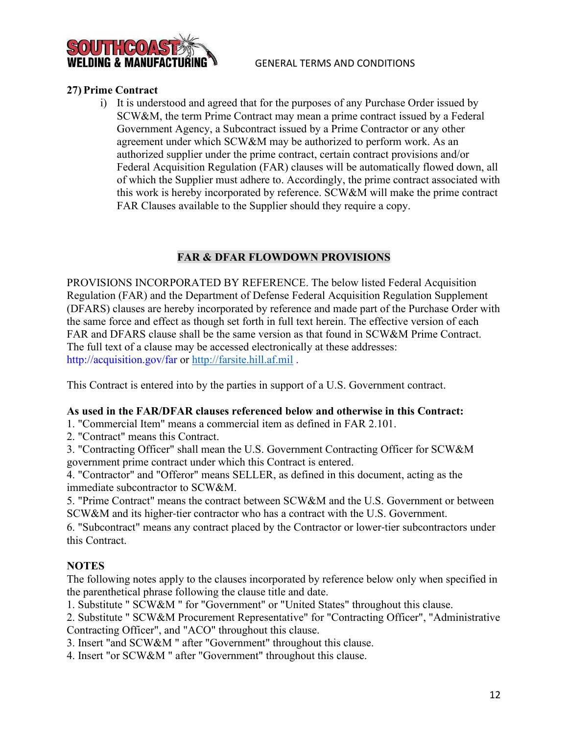## 27) Prime Contract

i) It is understood and agreed that for the purposes of any Purchase Order issued by SCW&M, the term Prime Contract may mean a prime contract issued by a Federal Government Agency, a Subcontract issued by a Prime Contractor or any other agreement under which SCW&M may be authorized to perform work. As an authorized supplier under the prime contract, certain contract provisions and/or Federal Acquisition Regulation (FAR) clauses will be automatically flowed down, all of which the Supplier must adhere to. Accordingly, the prime contract associated with this work is hereby incorporated by reference. SCW&M will make the prime contract FAR Clauses available to the Supplier should they require a copy.

## FAR & DFAR FLOWDOWN PROVISIONS

PROVISIONS INCORPORATED BY REFERENCE. The below listed Federal Acquisition Regulation (FAR) and the Department of Defense Federal Acquisition Regulation Supplement (DFARS) clauses are hereby incorporated by reference and made part of the Purchase Order with the same force and effect as though set forth in full text herein. The effective version of each FAR and DFARS clause shall be the same version as that found in SCW&M Prime Contract. The full text of a clause may be accessed electronically at these addresses: http://acquisition.gov/far or http://farsite.hill.af.mil .

This Contract is entered into by the parties in support of a U.S. Government contract.

**As used in the FAR/DFAR clauses referenced below and otherwise in this Contract:**

1. "Commercial Item" means a commercial item as defined in FAR 2.101.
2. "Contract" means this Contract.
3. "Contracting Officer" shall mean the U.S. Government Contracting Officer for SCW&M government prime contract under which this Contract is entered.
4. "Contractor" and "Offeror" means SELLER, as defined in this document, acting as the immediate subcontractor to SCW&M.
5. "Prime Contract" means the contract between SCW&M and the U.S. Government or between SCW&M and its higher-tier contractor who has a contract with the U.S. Government.
6. "Subcontract" means any contract placed by the Contractor or lower-tier subcontractors under this Contract.

**NOTES**

The following notes apply to the clauses incorporated by reference below only when specified in the parenthetical phrase following the clause title and date.

1. Substitute " SCW&M " for "Government" or "United States" throughout this clause.
2. Substitute " SCW&M Procurement Representative" for "Contracting Officer", "Administrative Contracting Officer", and "ACO" throughout this clause.
3. Insert "and SCW&M " after "Government" throughout this clause.
4. Insert "or SCW&M " after "Government" throughout this clause.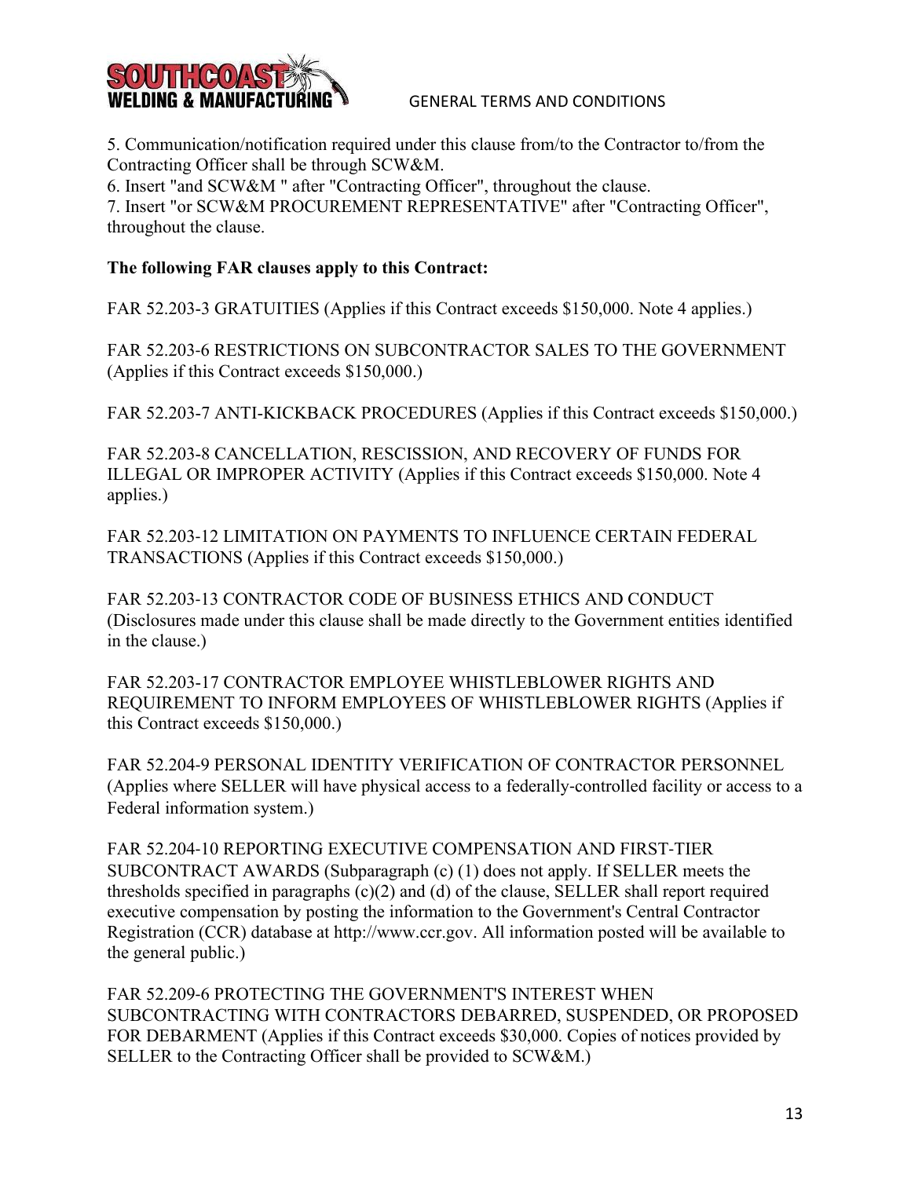5. Communication/notification required under this clause from/to the Contractor to/from the Contracting Officer shall be through SCW&M.

6. Insert "and SCW&M " after "Contracting Officer", throughout the clause.

7. Insert "or SCW&M PROCUREMENT REPRESENTATIVE" after "Contracting Officer", throughout the clause.

**The following FAR clauses apply to this Contract:**

FAR 52.203-3 GRATUITIES (Applies if this Contract exceeds $150,000. Note 4 applies.)

FAR 52.203-6 RESTRICTIONS ON SUBCONTRACTOR SALES TO THE GOVERNMENT (Applies if this Contract exceeds $150,000.)

FAR 52.203-7 ANTI-KICKBACK PROCEDURES (Applies if this Contract exceeds $150,000.)

FAR 52.203-8 CANCELLATION, RESCISSION, AND RECOVERY OF FUNDS FOR ILLEGAL OR IMPROPER ACTIVITY (Applies if this Contract exceeds $150,000. Note 4 applies.)

FAR 52.203-12 LIMITATION ON PAYMENTS TO INFLUENCE CERTAIN FEDERAL TRANSACTIONS (Applies if this Contract exceeds $150,000.)

FAR 52.203-13 CONTRACTOR CODE OF BUSINESS ETHICS AND CONDUCT (Disclosures made under this clause shall be made directly to the Government entities identified in the clause.)

FAR 52.203-17 CONTRACTOR EMPLOYEE WHISTLEBLOWER RIGHTS AND REQUIREMENT TO INFORM EMPLOYEES OF WHISTLEBLOWER RIGHTS (Applies if this Contract exceeds $150,000.)

FAR 52.204-9 PERSONAL IDENTITY VERIFICATION OF CONTRACTOR PERSONNEL (Applies where SELLER will have physical access to a federally-controlled facility or access to a Federal information system.)

FAR 52.204-10 REPORTING EXECUTIVE COMPENSATION AND FIRST-TIER SUBCONTRACT AWARDS (Subparagraph (c) (1) does not apply. If SELLER meets the thresholds specified in paragraphs (c)(2) and (d) of the clause, SELLER shall report required executive compensation by posting the information to the Government's Central Contractor Registration (CCR) database at http://www.ccr.gov. All information posted will be available to the general public.)

FAR 52.209-6 PROTECTING THE GOVERNMENT'S INTEREST WHEN SUBCONTRACTING WITH CONTRACTORS DEBARRED, SUSPENDED, OR PROPOSED FOR DEBARMENT (Applies if this Contract exceeds $30,000. Copies of notices provided by SELLER to the Contracting Officer shall be provided to SCW&M.)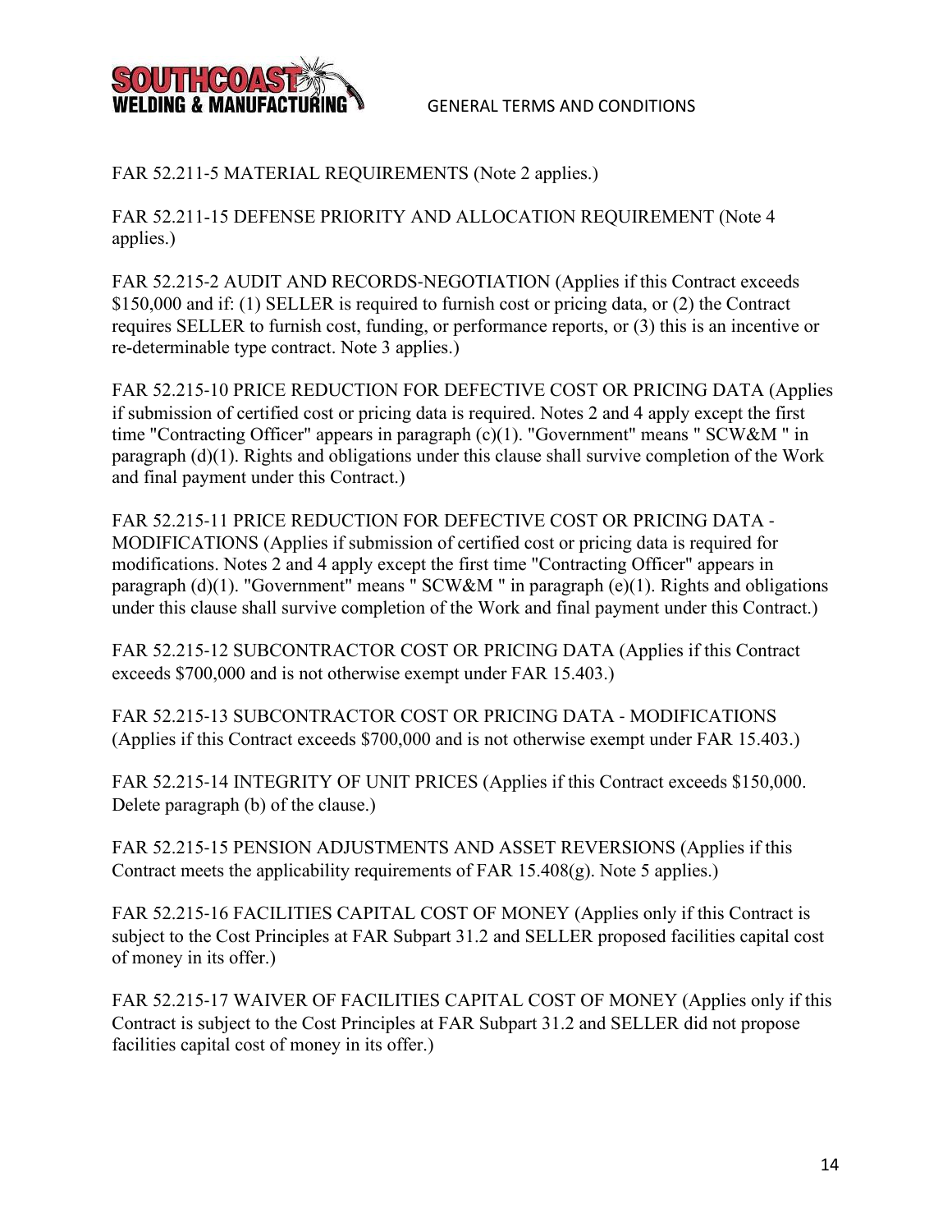FAR 52.211-5 MATERIAL REQUIREMENTS (Note 2 applies.)

FAR 52.211-15 DEFENSE PRIORITY AND ALLOCATION REQUIREMENT (Note 4 applies.)

FAR 52.215-2 AUDIT AND RECORDS-NEGOTIATION (Applies if this Contract exceeds $150,000 and if: (1) SELLER is required to furnish cost or pricing data, or (2) the Contract requires SELLER to furnish cost, funding, or performance reports, or (3) this is an incentive or re-determinable type contract. Note 3 applies.)

FAR 52.215-10 PRICE REDUCTION FOR DEFECTIVE COST OR PRICING DATA (Applies if submission of certified cost or pricing data is required. Notes 2 and 4 apply except the first time "Contracting Officer" appears in paragraph (c)(1). "Government" means " SCW&M " in paragraph (d)(1). Rights and obligations under this clause shall survive completion of the Work and final payment under this Contract.)

FAR 52.215-11 PRICE REDUCTION FOR DEFECTIVE COST OR PRICING DATA - MODIFICATIONS (Applies if submission of certified cost or pricing data is required for modifications. Notes 2 and 4 apply except the first time "Contracting Officer" appears in paragraph (d)(1). "Government" means " SCW&M " in paragraph (e)(1). Rights and obligations under this clause shall survive completion of the Work and final payment under this Contract.)

FAR 52.215-12 SUBCONTRACTOR COST OR PRICING DATA (Applies if this Contract exceeds $700,000 and is not otherwise exempt under FAR 15.403.)

FAR 52.215-13 SUBCONTRACTOR COST OR PRICING DATA - MODIFICATIONS (Applies if this Contract exceeds $700,000 and is not otherwise exempt under FAR 15.403.)

FAR 52.215-14 INTEGRITY OF UNIT PRICES (Applies if this Contract exceeds $150,000. Delete paragraph (b) of the clause.)

FAR 52.215-15 PENSION ADJUSTMENTS AND ASSET REVERSIONS (Applies if this Contract meets the applicability requirements of FAR 15.408(g). Note 5 applies.)

FAR 52.215-16 FACILITIES CAPITAL COST OF MONEY (Applies only if this Contract is subject to the Cost Principles at FAR Subpart 31.2 and SELLER proposed facilities capital cost of money in its offer.)

FAR 52.215-17 WAIVER OF FACILITIES CAPITAL COST OF MONEY (Applies only if this Contract is subject to the Cost Principles at FAR Subpart 31.2 and SELLER did not propose facilities capital cost of money in its offer.)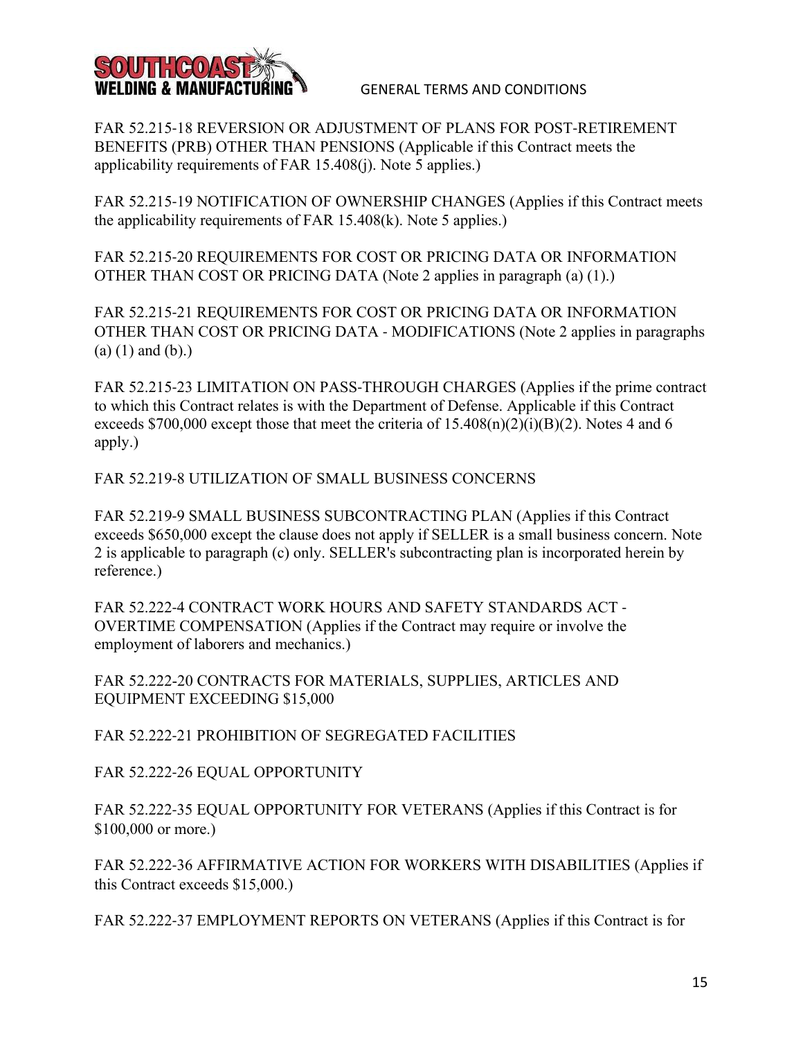FAR 52.215-18 REVERSION OR ADJUSTMENT OF PLANS FOR POST-RETIREMENT BENEFITS (PRB) OTHER THAN PENSIONS (Applicable if this Contract meets the applicability requirements of FAR 15.408(j). Note 5 applies.)

FAR 52.215-19 NOTIFICATION OF OWNERSHIP CHANGES (Applies if this Contract meets the applicability requirements of FAR 15.408(k). Note 5 applies.)

FAR 52.215-20 REQUIREMENTS FOR COST OR PRICING DATA OR INFORMATION OTHER THAN COST OR PRICING DATA (Note 2 applies in paragraph (a) (1).)

FAR 52.215-21 REQUIREMENTS FOR COST OR PRICING DATA OR INFORMATION OTHER THAN COST OR PRICING DATA - MODIFICATIONS (Note 2 applies in paragraphs (a) (1) and (b).)

FAR 52.215-23 LIMITATION ON PASS-THROUGH CHARGES (Applies if the prime contract to which this Contract relates is with the Department of Defense. Applicable if this Contract exceeds $700,000 except those that meet the criteria of 15.408(n)(2)(i)(B)(2). Notes 4 and 6 apply.)

FAR 52.219-8 UTILIZATION OF SMALL BUSINESS CONCERNS

FAR 52.219-9 SMALL BUSINESS SUBCONTRACTING PLAN (Applies if this Contract exceeds $650,000 except the clause does not apply if SELLER is a small business concern. Note 2 is applicable to paragraph (c) only. SELLER's subcontracting plan is incorporated herein by reference.)

FAR 52.222-4 CONTRACT WORK HOURS AND SAFETY STANDARDS ACT - OVERTIME COMPENSATION (Applies if the Contract may require or involve the employment of laborers and mechanics.)

FAR 52.222-20 CONTRACTS FOR MATERIALS, SUPPLIES, ARTICLES AND EQUIPMENT EXCEEDING $15,000

FAR 52.222-21 PROHIBITION OF SEGREGATED FACILITIES

FAR 52.222-26 EQUAL OPPORTUNITY

FAR 52.222-35 EQUAL OPPORTUNITY FOR VETERANS (Applies if this Contract is for $100,000 or more.)

FAR 52.222-36 AFFIRMATIVE ACTION FOR WORKERS WITH DISABILITIES (Applies if this Contract exceeds $15,000.)

FAR 52.222-37 EMPLOYMENT REPORTS ON VETERANS (Applies if this Contract is for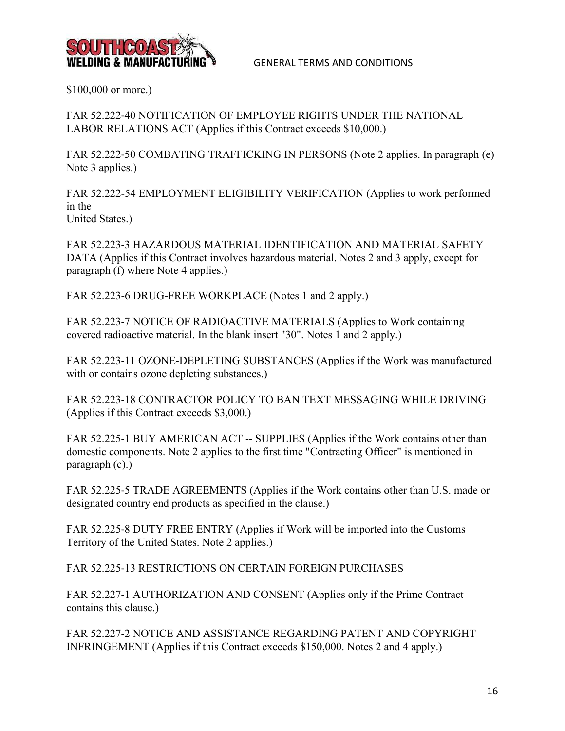$100,000 or more.)

FAR 52.222-40 NOTIFICATION OF EMPLOYEE RIGHTS UNDER THE NATIONAL LABOR RELATIONS ACT (Applies if this Contract exceeds $10,000.)

FAR 52.222-50 COMBATING TRAFFICKING IN PERSONS (Note 2 applies. In paragraph (e) Note 3 applies.)

FAR 52.222-54 EMPLOYMENT ELIGIBILITY VERIFICATION (Applies to work performed in the
United States.)

FAR 52.223-3 HAZARDOUS MATERIAL IDENTIFICATION AND MATERIAL SAFETY DATA (Applies if this Contract involves hazardous material. Notes 2 and 3 apply, except for paragraph (f) where Note 4 applies.)

FAR 52.223-6 DRUG-FREE WORKPLACE (Notes 1 and 2 apply.)

FAR 52.223-7 NOTICE OF RADIOACTIVE MATERIALS (Applies to Work containing covered radioactive material. In the blank insert "30". Notes 1 and 2 apply.)

FAR 52.223-11 OZONE-DEPLETING SUBSTANCES (Applies if the Work was manufactured with or contains ozone depleting substances.)

FAR 52.223-18 CONTRACTOR POLICY TO BAN TEXT MESSAGING WHILE DRIVING (Applies if this Contract exceeds $3,000.)

FAR 52.225-1 BUY AMERICAN ACT -- SUPPLIES (Applies if the Work contains other than domestic components. Note 2 applies to the first time "Contracting Officer" is mentioned in paragraph (c).)

FAR 52.225-5 TRADE AGREEMENTS (Applies if the Work contains other than U.S. made or designated country end products as specified in the clause.)

FAR 52.225-8 DUTY FREE ENTRY (Applies if Work will be imported into the Customs Territory of the United States. Note 2 applies.)

FAR 52.225-13 RESTRICTIONS ON CERTAIN FOREIGN PURCHASES

FAR 52.227-1 AUTHORIZATION AND CONSENT (Applies only if the Prime Contract contains this clause.)

FAR 52.227-2 NOTICE AND ASSISTANCE REGARDING PATENT AND COPYRIGHT INFRINGEMENT (Applies if this Contract exceeds $150,000. Notes 2 and 4 apply.)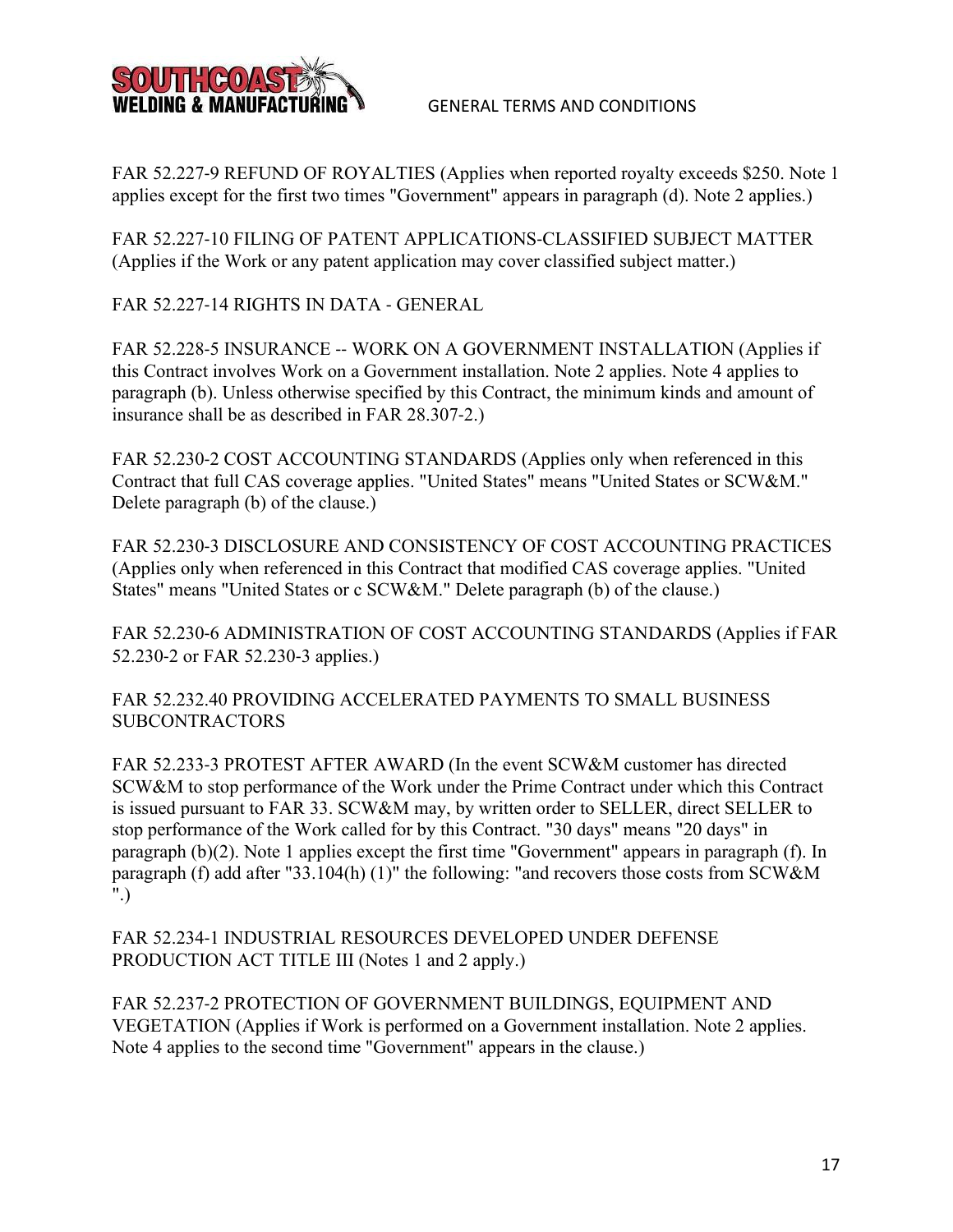FAR 52.227-9 REFUND OF ROYALTIES (Applies when reported royalty exceeds $250. Note 1 applies except for the first two times "Government" appears in paragraph (d). Note 2 applies.)

FAR 52.227-10 FILING OF PATENT APPLICATIONS-CLASSIFIED SUBJECT MATTER (Applies if the Work or any patent application may cover classified subject matter.)

FAR 52.227-14 RIGHTS IN DATA - GENERAL

FAR 52.228-5 INSURANCE -- WORK ON A GOVERNMENT INSTALLATION (Applies if this Contract involves Work on a Government installation. Note 2 applies. Note 4 applies to paragraph (b). Unless otherwise specified by this Contract, the minimum kinds and amount of insurance shall be as described in FAR 28.307-2.)

FAR 52.230-2 COST ACCOUNTING STANDARDS (Applies only when referenced in this Contract that full CAS coverage applies. "United States" means "United States or SCW&M." Delete paragraph (b) of the clause.)

FAR 52.230-3 DISCLOSURE AND CONSISTENCY OF COST ACCOUNTING PRACTICES (Applies only when referenced in this Contract that modified CAS coverage applies. "United States" means "United States or c SCW&M." Delete paragraph (b) of the clause.)

FAR 52.230-6 ADMINISTRATION OF COST ACCOUNTING STANDARDS (Applies if FAR 52.230-2 or FAR 52.230-3 applies.)

FAR 52.232.40 PROVIDING ACCELERATED PAYMENTS TO SMALL BUSINESS SUBCONTRACTORS

FAR 52.233-3 PROTEST AFTER AWARD (In the event SCW&M customer has directed SCW&M to stop performance of the Work under the Prime Contract under which this Contract is issued pursuant to FAR 33. SCW&M may, by written order to SELLER, direct SELLER to stop performance of the Work called for by this Contract. "30 days" means "20 days" in paragraph (b)(2). Note 1 applies except the first time "Government" appears in paragraph (f). In paragraph (f) add after "33.104(h) (1)" the following: "and recovers those costs from SCW&M ".)

FAR 52.234-1 INDUSTRIAL RESOURCES DEVELOPED UNDER DEFENSE PRODUCTION ACT TITLE III (Notes 1 and 2 apply.)

FAR 52.237-2 PROTECTION OF GOVERNMENT BUILDINGS, EQUIPMENT AND VEGETATION (Applies if Work is performed on a Government installation. Note 2 applies. Note 4 applies to the second time "Government" appears in the clause.)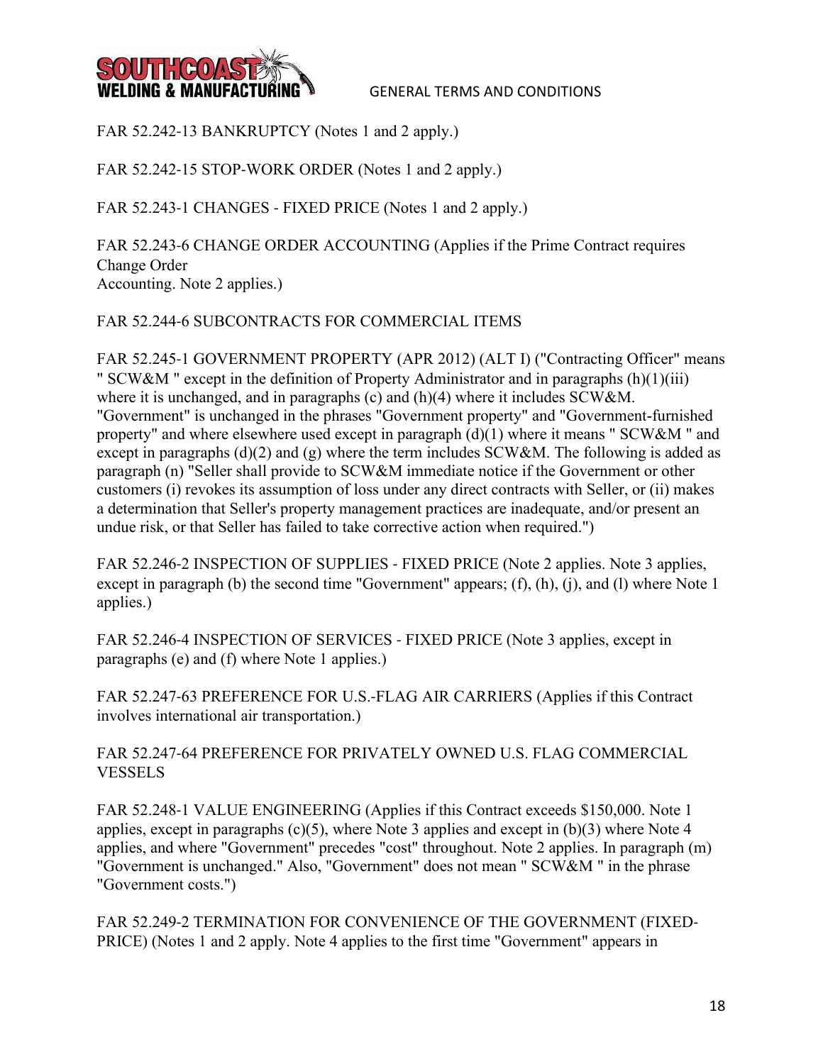FAR 52.242-13 BANKRUPTCY (Notes 1 and 2 apply.)

FAR 52.242-15 STOP-WORK ORDER (Notes 1 and 2 apply.)

FAR 52.243-1 CHANGES - FIXED PRICE (Notes 1 and 2 apply.)

FAR 52.243-6 CHANGE ORDER ACCOUNTING (Applies if the Prime Contract requires Change Order Accounting. Note 2 applies.)

FAR 52.244-6 SUBCONTRACTS FOR COMMERCIAL ITEMS

FAR 52.245-1 GOVERNMENT PROPERTY (APR 2012) (ALT I) ("Contracting Officer" means " SCW&M " except in the definition of Property Administrator and in paragraphs (h)(1)(iii) where it is unchanged, and in paragraphs (c) and (h)(4) where it includes SCW&M. "Government" is unchanged in the phrases "Government property" and "Government-furnished property" and where elsewhere used except in paragraph (d)(1) where it means " SCW&M " and except in paragraphs (d)(2) and (g) where the term includes SCW&M. The following is added as paragraph (n) "Seller shall provide to SCW&M immediate notice if the Government or other customers (i) revokes its assumption of loss under any direct contracts with Seller, or (ii) makes a determination that Seller's property management practices are inadequate, and/or present an undue risk, or that Seller has failed to take corrective action when required.")

FAR 52.246-2 INSPECTION OF SUPPLIES - FIXED PRICE (Note 2 applies. Note 3 applies, except in paragraph (b) the second time "Government" appears; (f), (h), (j), and (l) where Note 1 applies.)

FAR 52.246-4 INSPECTION OF SERVICES - FIXED PRICE (Note 3 applies, except in paragraphs (e) and (f) where Note 1 applies.)

FAR 52.247-63 PREFERENCE FOR U.S.-FLAG AIR CARRIERS (Applies if this Contract involves international air transportation.)

FAR 52.247-64 PREFERENCE FOR PRIVATELY OWNED U.S. FLAG COMMERCIAL VESSELS

FAR 52.248-1 VALUE ENGINEERING (Applies if this Contract exceeds $150,000. Note 1 applies, except in paragraphs (c)(5), where Note 3 applies and except in (b)(3) where Note 4 applies, and where "Government" precedes "cost" throughout. Note 2 applies. In paragraph (m) "Government is unchanged." Also, "Government" does not mean " SCW&M " in the phrase "Government costs.")

FAR 52.249-2 TERMINATION FOR CONVENIENCE OF THE GOVERNMENT (FIXED-PRICE) (Notes 1 and 2 apply. Note 4 applies to the first time "Government" appears in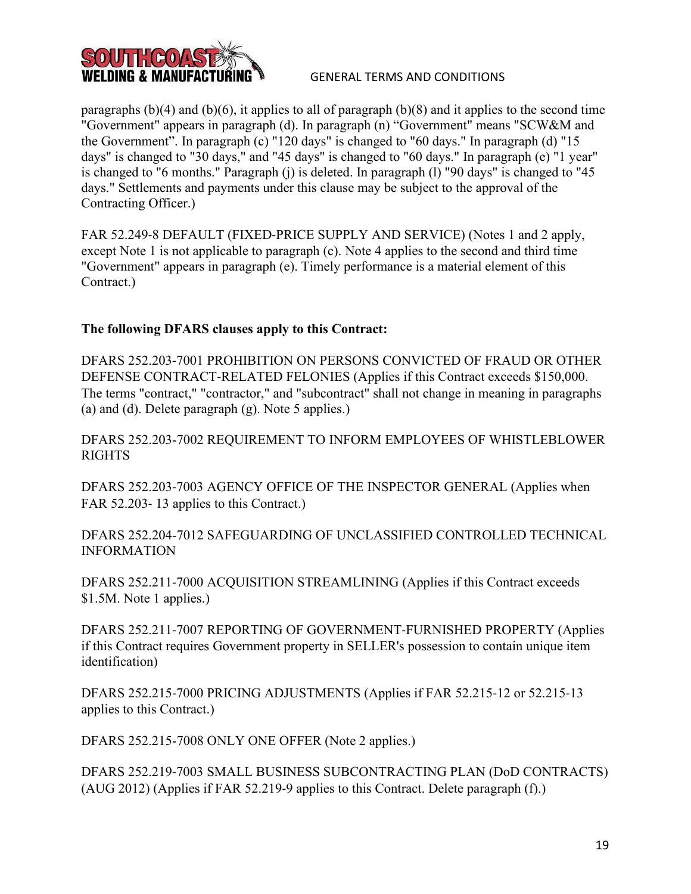paragraphs (b)(4) and (b)(6), it applies to all of paragraph (b)(8) and it applies to the second time "Government" appears in paragraph (d). In paragraph (n) "Government" means "SCW&M and the Government". In paragraph (c) "120 days" is changed to "60 days." In paragraph (d) "15 days" is changed to "30 days," and "45 days" is changed to "60 days." In paragraph (e) "1 year" is changed to "6 months." Paragraph (j) is deleted. In paragraph (l) "90 days" is changed to "45 days." Settlements and payments under this clause may be subject to the approval of the Contracting Officer.)

FAR 52.249-8 DEFAULT (FIXED-PRICE SUPPLY AND SERVICE) (Notes 1 and 2 apply, except Note 1 is not applicable to paragraph (c). Note 4 applies to the second and third time "Government" appears in paragraph (e). Timely performance is a material element of this Contract.)

**The following DFARS clauses apply to this Contract:**

DFARS 252.203-7001 PROHIBITION ON PERSONS CONVICTED OF FRAUD OR OTHER DEFENSE CONTRACT-RELATED FELONIES (Applies if this Contract exceeds $150,000. The terms "contract," "contractor," and "subcontract" shall not change in meaning in paragraphs (a) and (d). Delete paragraph (g). Note 5 applies.)

DFARS 252.203-7002 REQUIREMENT TO INFORM EMPLOYEES OF WHISTLEBLOWER RIGHTS

DFARS 252.203-7003 AGENCY OFFICE OF THE INSPECTOR GENERAL (Applies when FAR 52.203- 13 applies to this Contract.)

DFARS 252.204-7012 SAFEGUARDING OF UNCLASSIFIED CONTROLLED TECHNICAL INFORMATION

DFARS 252.211-7000 ACQUISITION STREAMLINING (Applies if this Contract exceeds $1.5M. Note 1 applies.)

DFARS 252.211-7007 REPORTING OF GOVERNMENT-FURNISHED PROPERTY (Applies if this Contract requires Government property in SELLER's possession to contain unique item identification)

DFARS 252.215-7000 PRICING ADJUSTMENTS (Applies if FAR 52.215-12 or 52.215-13 applies to this Contract.)

DFARS 252.215-7008 ONLY ONE OFFER (Note 2 applies.)

DFARS 252.219-7003 SMALL BUSINESS SUBCONTRACTING PLAN (DoD CONTRACTS) (AUG 2012) (Applies if FAR 52.219-9 applies to this Contract. Delete paragraph (f).)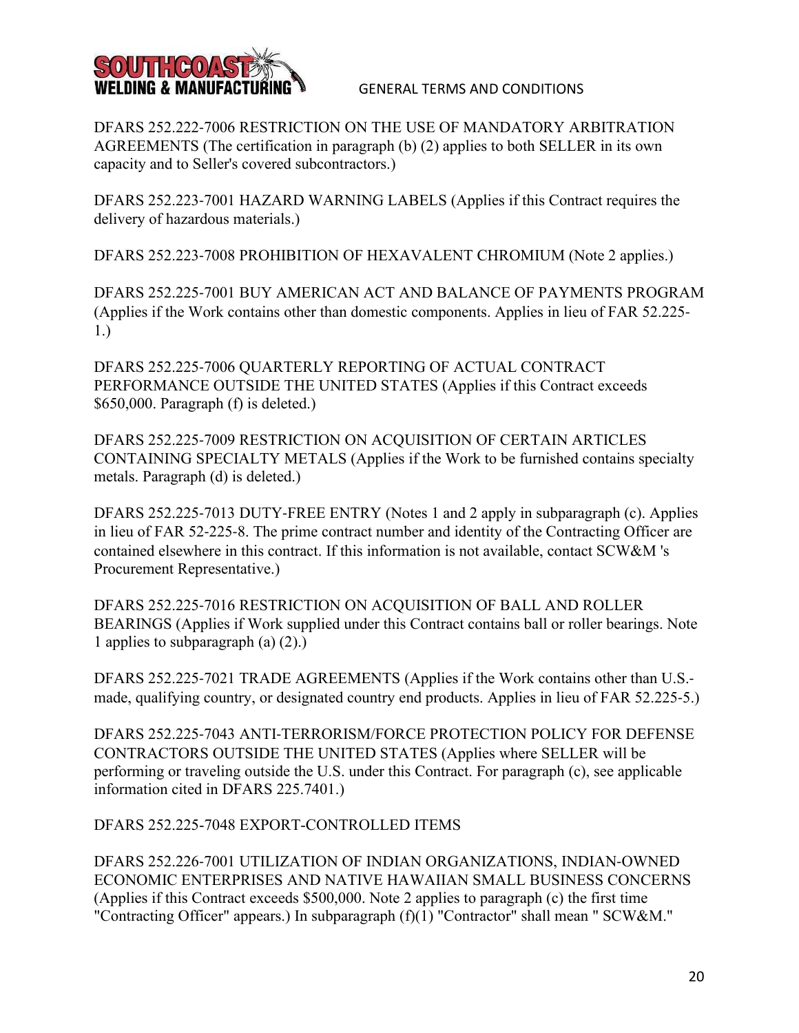DFARS 252.222-7006 RESTRICTION ON THE USE OF MANDATORY ARBITRATION AGREEMENTS (The certification in paragraph (b) (2) applies to both SELLER in its own capacity and to Seller's covered subcontractors.)

DFARS 252.223-7001 HAZARD WARNING LABELS (Applies if this Contract requires the delivery of hazardous materials.)

DFARS 252.223-7008 PROHIBITION OF HEXAVALENT CHROMIUM (Note 2 applies.)

DFARS 252.225-7001 BUY AMERICAN ACT AND BALANCE OF PAYMENTS PROGRAM (Applies if the Work contains other than domestic components. Applies in lieu of FAR 52.225-1.)

DFARS 252.225-7006 QUARTERLY REPORTING OF ACTUAL CONTRACT PERFORMANCE OUTSIDE THE UNITED STATES (Applies if this Contract exceeds $650,000. Paragraph (f) is deleted.)

DFARS 252.225-7009 RESTRICTION ON ACQUISITION OF CERTAIN ARTICLES CONTAINING SPECIALTY METALS (Applies if the Work to be furnished contains specialty metals. Paragraph (d) is deleted.)

DFARS 252.225-7013 DUTY-FREE ENTRY (Notes 1 and 2 apply in subparagraph (c). Applies in lieu of FAR 52-225-8. The prime contract number and identity of the Contracting Officer are contained elsewhere in this contract. If this information is not available, contact SCW&M 's Procurement Representative.)

DFARS 252.225-7016 RESTRICTION ON ACQUISITION OF BALL AND ROLLER BEARINGS (Applies if Work supplied under this Contract contains ball or roller bearings. Note 1 applies to subparagraph (a) (2).)

DFARS 252.225-7021 TRADE AGREEMENTS (Applies if the Work contains other than U.S.-made, qualifying country, or designated country end products. Applies in lieu of FAR 52.225-5.)

DFARS 252.225-7043 ANTI-TERRORISM/FORCE PROTECTION POLICY FOR DEFENSE CONTRACTORS OUTSIDE THE UNITED STATES (Applies where SELLER will be performing or traveling outside the U.S. under this Contract. For paragraph (c), see applicable information cited in DFARS 225.7401.)

DFARS 252.225-7048 EXPORT-CONTROLLED ITEMS

DFARS 252.226-7001 UTILIZATION OF INDIAN ORGANIZATIONS, INDIAN-OWNED ECONOMIC ENTERPRISES AND NATIVE HAWAIIAN SMALL BUSINESS CONCERNS (Applies if this Contract exceeds $500,000. Note 2 applies to paragraph (c) the first time "Contracting Officer" appears.) In subparagraph (f)(1) "Contractor" shall mean " SCW&M."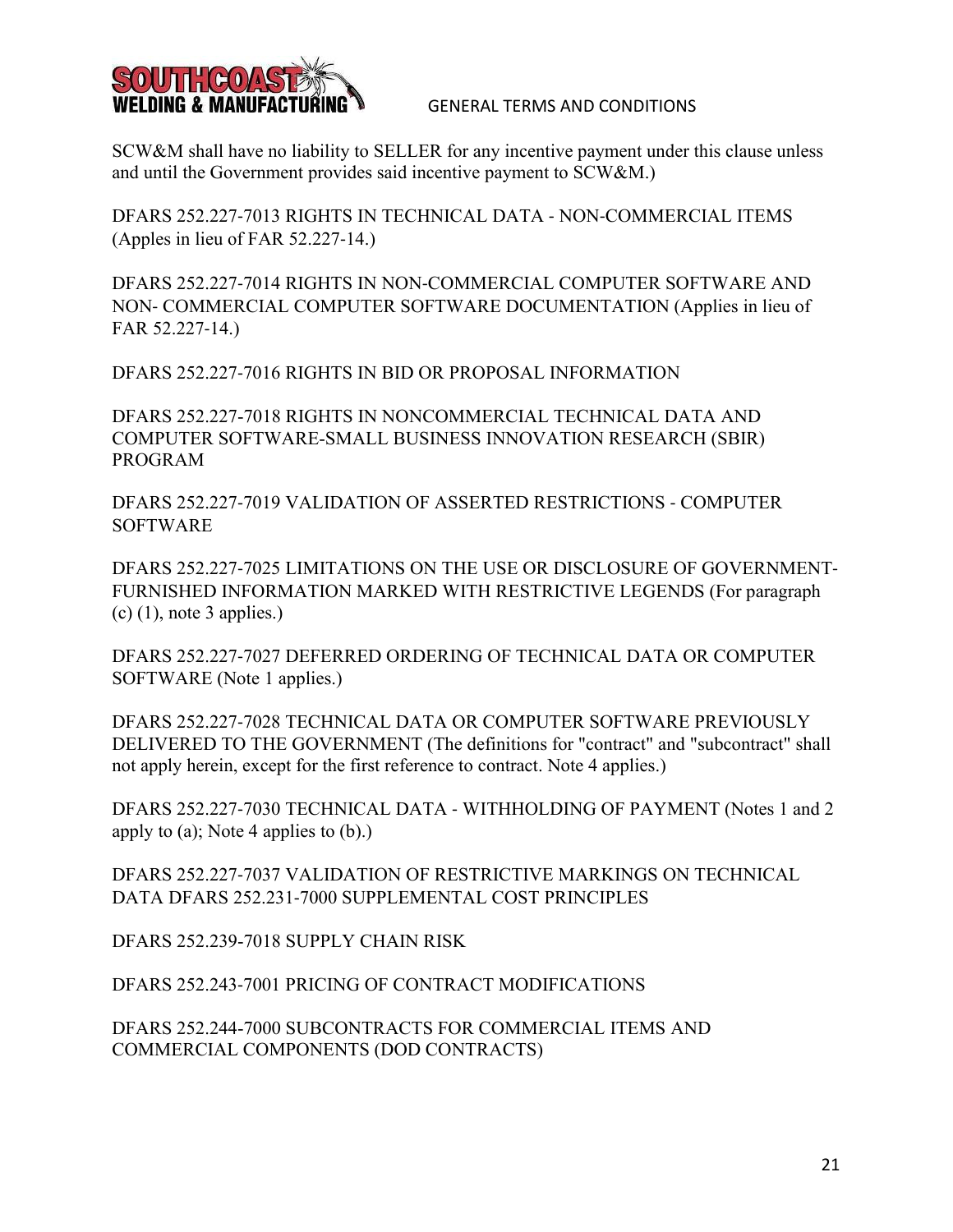SCW&M shall have no liability to SELLER for any incentive payment under this clause unless and until the Government provides said incentive payment to SCW&M.)

DFARS 252.227-7013 RIGHTS IN TECHNICAL DATA - NON-COMMERCIAL ITEMS (Apples in lieu of FAR 52.227-14.)

DFARS 252.227-7014 RIGHTS IN NON-COMMERCIAL COMPUTER SOFTWARE AND NON- COMMERCIAL COMPUTER SOFTWARE DOCUMENTATION (Applies in lieu of FAR 52.227-14.)

DFARS 252.227-7016 RIGHTS IN BID OR PROPOSAL INFORMATION

DFARS 252.227-7018 RIGHTS IN NONCOMMERCIAL TECHNICAL DATA AND COMPUTER SOFTWARE-SMALL BUSINESS INNOVATION RESEARCH (SBIR) PROGRAM

DFARS 252.227-7019 VALIDATION OF ASSERTED RESTRICTIONS - COMPUTER SOFTWARE

DFARS 252.227-7025 LIMITATIONS ON THE USE OR DISCLOSURE OF GOVERNMENT-FURNISHED INFORMATION MARKED WITH RESTRICTIVE LEGENDS (For paragraph (c) (1), note 3 applies.)

DFARS 252.227-7027 DEFERRED ORDERING OF TECHNICAL DATA OR COMPUTER SOFTWARE (Note 1 applies.)

DFARS 252.227-7028 TECHNICAL DATA OR COMPUTER SOFTWARE PREVIOUSLY DELIVERED TO THE GOVERNMENT (The definitions for "contract" and "subcontract" shall not apply herein, except for the first reference to contract. Note 4 applies.)

DFARS 252.227-7030 TECHNICAL DATA - WITHHOLDING OF PAYMENT (Notes 1 and 2 apply to (a); Note 4 applies to (b).)

DFARS 252.227-7037 VALIDATION OF RESTRICTIVE MARKINGS ON TECHNICAL DATA DFARS 252.231-7000 SUPPLEMENTAL COST PRINCIPLES

DFARS 252.239-7018 SUPPLY CHAIN RISK

DFARS 252.243-7001 PRICING OF CONTRACT MODIFICATIONS

DFARS 252.244-7000 SUBCONTRACTS FOR COMMERCIAL ITEMS AND COMMERCIAL COMPONENTS (DOD CONTRACTS)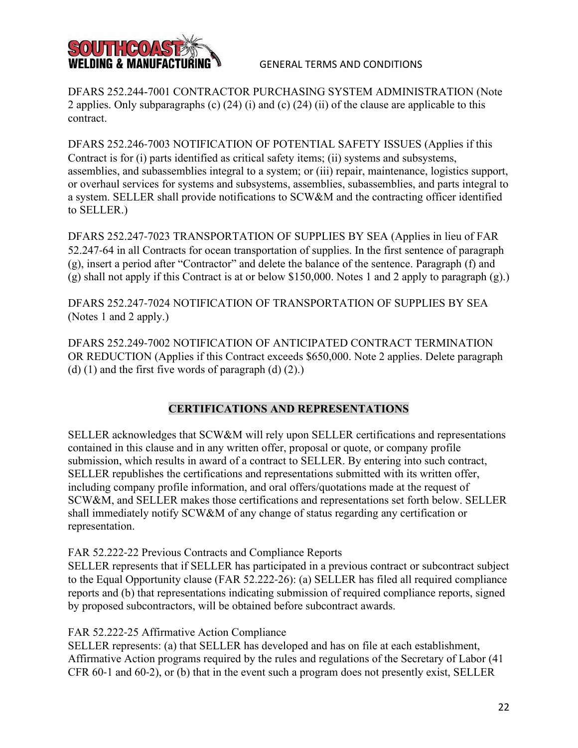DFARS 252.244-7001 CONTRACTOR PURCHASING SYSTEM ADMINISTRATION (Note 2 applies. Only subparagraphs (c) (24) (i) and (c) (24) (ii) of the clause are applicable to this contract.

DFARS 252.246-7003 NOTIFICATION OF POTENTIAL SAFETY ISSUES (Applies if this Contract is for (i) parts identified as critical safety items; (ii) systems and subsystems, assemblies, and subassemblies integral to a system; or (iii) repair, maintenance, logistics support, or overhaul services for systems and subsystems, assemblies, subassemblies, and parts integral to a system. SELLER shall provide notifications to SCW&M and the contracting officer identified to SELLER.)

DFARS 252.247-7023 TRANSPORTATION OF SUPPLIES BY SEA (Applies in lieu of FAR 52.247-64 in all Contracts for ocean transportation of supplies. In the first sentence of paragraph (g), insert a period after "Contractor" and delete the balance of the sentence. Paragraph (f) and (g) shall not apply if this Contract is at or below $150,000. Notes 1 and 2 apply to paragraph (g).)

DFARS 252.247-7024 NOTIFICATION OF TRANSPORTATION OF SUPPLIES BY SEA (Notes 1 and 2 apply.)

DFARS 252.249-7002 NOTIFICATION OF ANTICIPATED CONTRACT TERMINATION OR REDUCTION (Applies if this Contract exceeds $650,000. Note 2 applies. Delete paragraph (d) (1) and the first five words of paragraph (d) (2).)

## CERTIFICATIONS AND REPRESENTATIONS

SELLER acknowledges that SCW&M will rely upon SELLER certifications and representations contained in this clause and in any written offer, proposal or quote, or company profile submission, which results in award of a contract to SELLER. By entering into such contract, SELLER republishes the certifications and representations submitted with its written offer, including company profile information, and oral offers/quotations made at the request of SCW&M, and SELLER makes those certifications and representations set forth below. SELLER shall immediately notify SCW&M of any change of status regarding any certification or representation.

FAR 52.222-22 Previous Contracts and Compliance Reports
SELLER represents that if SELLER has participated in a previous contract or subcontract subject to the Equal Opportunity clause (FAR 52.222-26): (a) SELLER has filed all required compliance reports and (b) that representations indicating submission of required compliance reports, signed by proposed subcontractors, will be obtained before subcontract awards.

FAR 52.222-25 Affirmative Action Compliance
SELLER represents: (a) that SELLER has developed and has on file at each establishment, Affirmative Action programs required by the rules and regulations of the Secretary of Labor (41 CFR 60-1 and 60-2), or (b) that in the event such a program does not presently exist, SELLER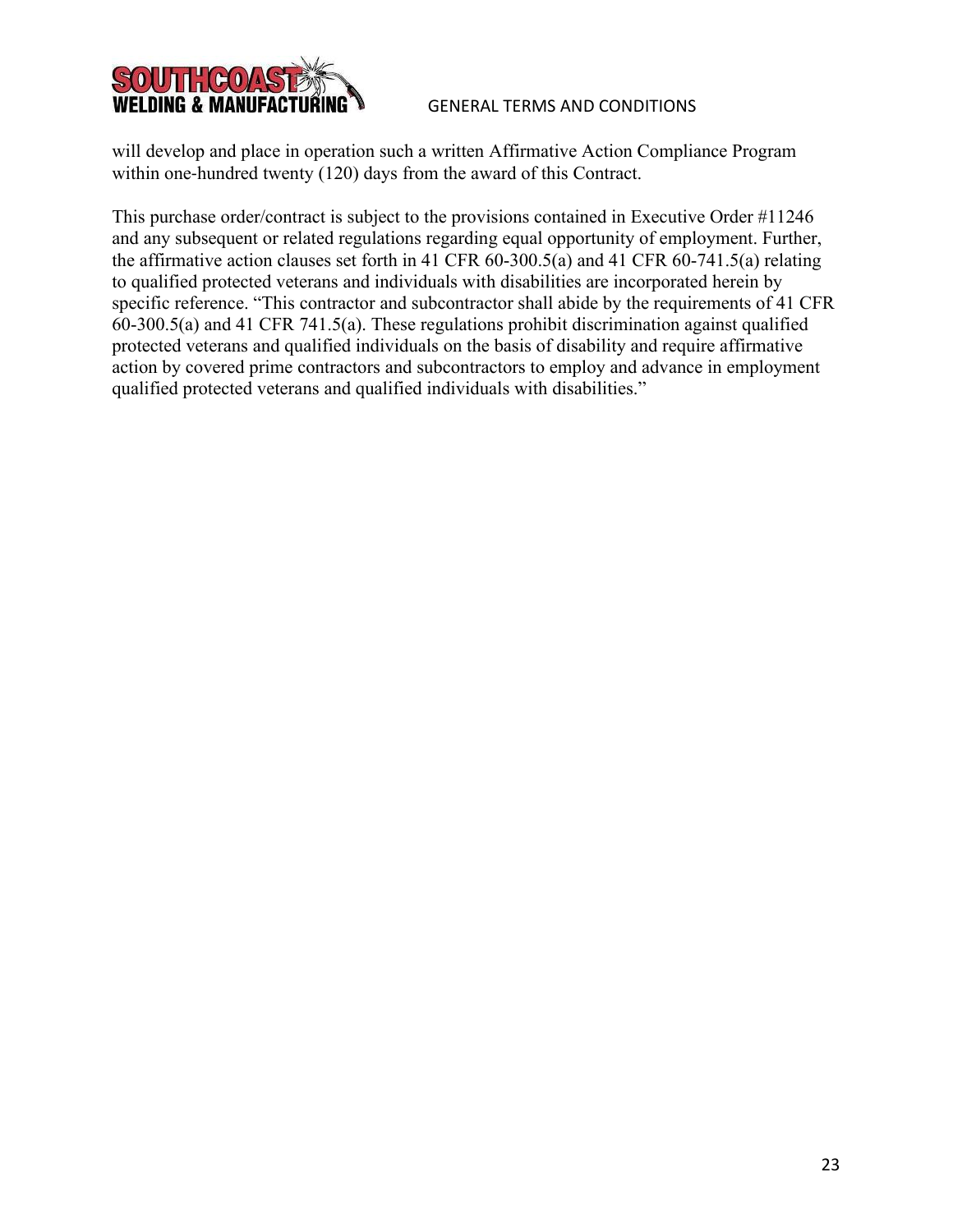will develop and place in operation such a written Affirmative Action Compliance Program within one-hundred twenty (120) days from the award of this Contract.

This purchase order/contract is subject to the provisions contained in Executive Order #11246 and any subsequent or related regulations regarding equal opportunity of employment. Further, the affirmative action clauses set forth in 41 CFR 60-300.5(a) and 41 CFR 60-741.5(a) relating to qualified protected veterans and individuals with disabilities are incorporated herein by specific reference. "This contractor and subcontractor shall abide by the requirements of 41 CFR 60-300.5(a) and 41 CFR 741.5(a). These regulations prohibit discrimination against qualified protected veterans and qualified individuals on the basis of disability and require affirmative action by covered prime contractors and subcontractors to employ and advance in employment qualified protected veterans and qualified individuals with disabilities."